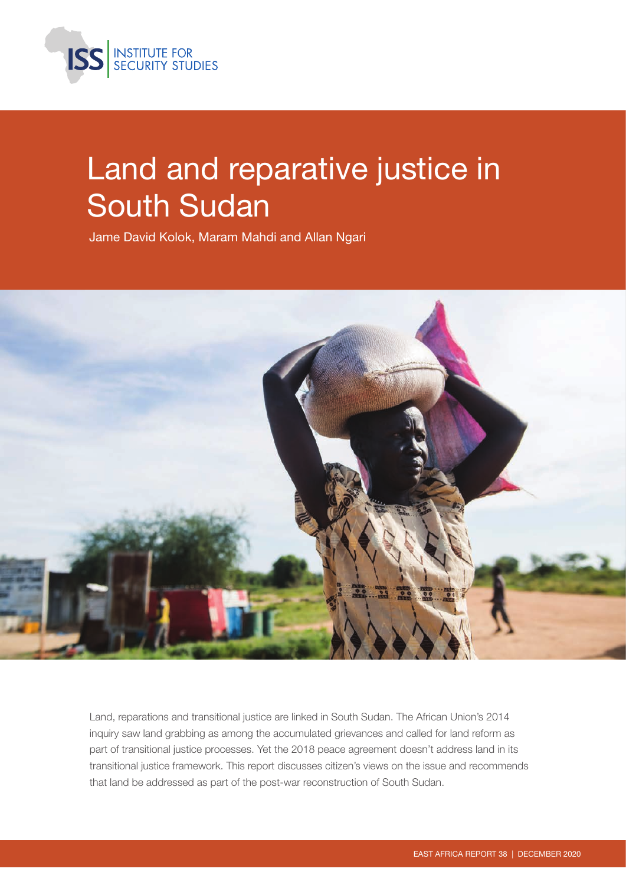INSTITUTE FOR SECURITY STUDIES

# Land and reparative justice in South Sudan

Jame David Kolok, Maram Mahdi and Allan Ngari

Land, reparations and transitional justice are linked in South Sudan. The African Union's 2014 inquiry saw land grabbing as among the accumulated grievances and called for land reform as part of transitional justice processes. Yet the 2018 peace agreement doesn't address land in its transitional justice framework. This report discusses citizen's views on the issue and recommends that land be addressed as part of the post-war reconstruction of South Sudan.

EAST AFRICA REPORT 38 | DECEMBER 2020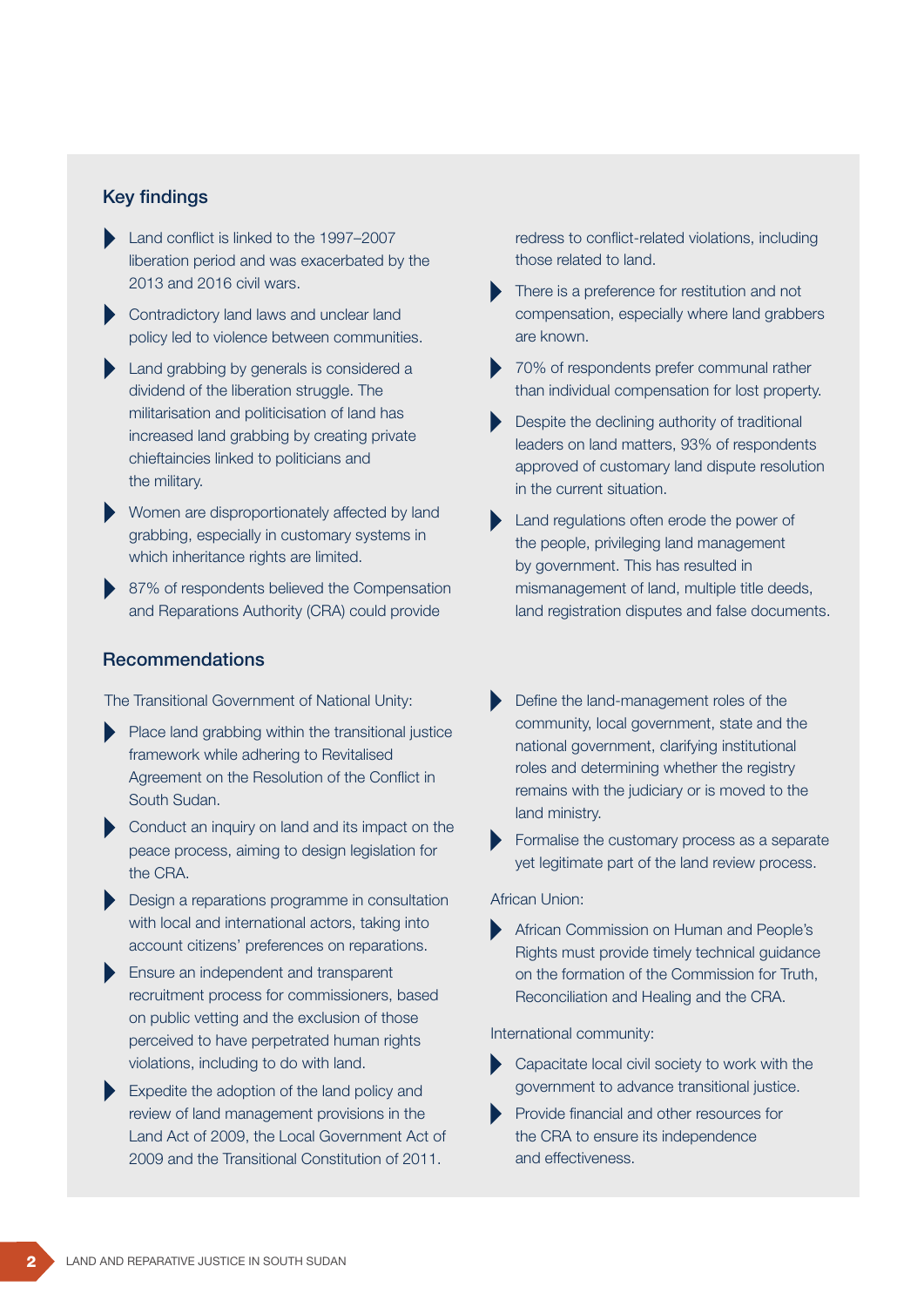## Key findings

- Land conflict is linked to the 1997–2007 liberation period and was exacerbated by the 2013 and 2016 civil wars.
- Contradictory land laws and unclear land policy led to violence between communities.
- Land grabbing by generals is considered a dividend of the liberation struggle. The militarisation and politicisation of land has increased land grabbing by creating private chieftaincies linked to politicians and the military.
- Women are disproportionately affected by land grabbing, especially in customary systems in which inheritance rights are limited.
- 87% of respondents believed the Compensation and Reparations Authority (CRA) could provide redress to conflict-related violations, including those related to land.
- There is a preference for restitution and not compensation, especially where land grabbers are known.
- 70% of respondents prefer communal rather than individual compensation for lost property.
- Despite the declining authority of traditional leaders on land matters, 93% of respondents approved of customary land dispute resolution in the current situation.
- Land regulations often erode the power of the people, privileging land management by government. This has resulted in mismanagement of land, multiple title deeds, land registration disputes and false documents.

## Recommendations

The Transitional Government of National Unity:

- Place land grabbing within the transitional justice framework while adhering to Revitalised Agreement on the Resolution of the Conflict in South Sudan.
- Conduct an inquiry on land and its impact on the peace process, aiming to design legislation for the CRA.
- Design a reparations programme in consultation with local and international actors, taking into account citizens' preferences on reparations.
- Ensure an independent and transparent recruitment process for commissioners, based on public vetting and the exclusion of those perceived to have perpetrated human rights violations, including to do with land.
- Expedite the adoption of the land policy and review of land management provisions in the Land Act of 2009, the Local Government Act of 2009 and the Transitional Constitution of 2011.
- Define the land-management roles of the community, local government, state and the national government, clarifying institutional roles and determining whether the registry remains with the judiciary or is moved to the land ministry.
- Formalise the customary process as a separate yet legitimate part of the land review process.

African Union:

- African Commission on Human and People's Rights must provide timely technical guidance on the formation of the Commission for Truth, Reconciliation and Healing and the CRA.

International community:

- Capacitate local civil society to work with the government to advance transitional justice.
- Provide financial and other resources for the CRA to ensure its independence and effectiveness.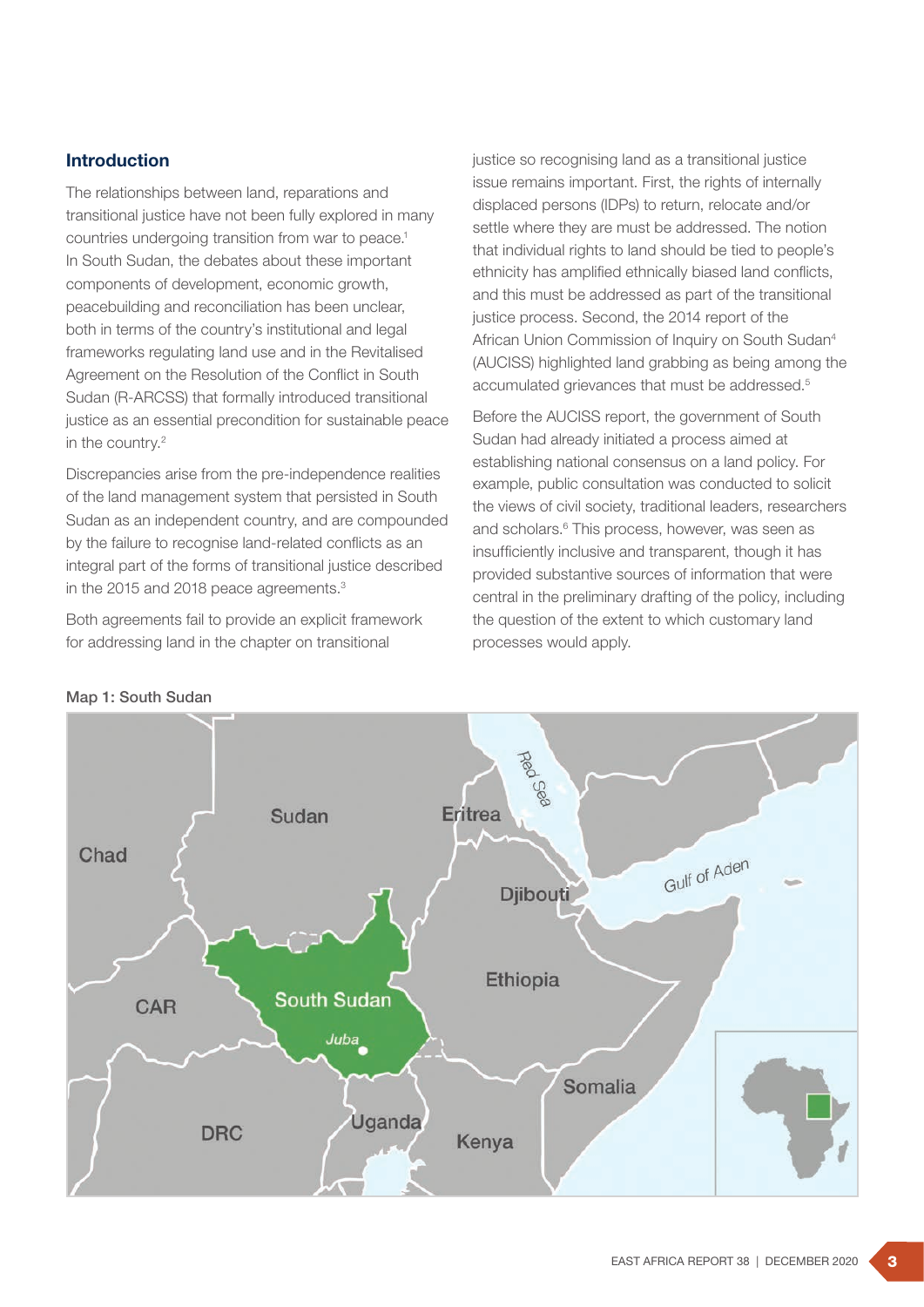## Introduction

The relationships between land, reparations and transitional justice have not been fully explored in many countries undergoing transition from war to peace.[1] In South Sudan, the debates about these important components of development, economic growth, peacebuilding and reconciliation has been unclear, both in terms of the country's institutional and legal frameworks regulating land use and in the Revitalised Agreement on the Resolution of the Conflict in South Sudan (R-ARCSS) that formally introduced transitional justice as an essential precondition for sustainable peace in the country.[2]

Discrepancies arise from the pre-independence realities of the land management system that persisted in South Sudan as an independent country, and are compounded by the failure to recognise land-related conflicts as an integral part of the forms of transitional justice described in the 2015 and 2018 peace agreements.[3]

Both agreements fail to provide an explicit framework for addressing land in the chapter on transitional justice so recognising land as a transitional justice issue remains important. First, the rights of internally displaced persons (IDPs) to return, relocate and/or settle where they are must be addressed. The notion that individual rights to land should be tied to people's ethnicity has amplified ethnically biased land conflicts, and this must be addressed as part of the transitional justice process. Second, the 2014 report of the African Union Commission of Inquiry on South Sudan[4] (AUCISS) highlighted land grabbing as being among the accumulated grievances that must be addressed.[5]

Before the AUCISS report, the government of South Sudan had already initiated a process aimed at establishing national consensus on a land policy. For example, public consultation was conducted to solicit the views of civil society, traditional leaders, researchers and scholars.[6] This process, however, was seen as insufficiently inclusive and transparent, though it has provided substantive sources of information that were central in the preliminary drafting of the policy, including the question of the extent to which customary land processes would apply.

Map 1: South Sudan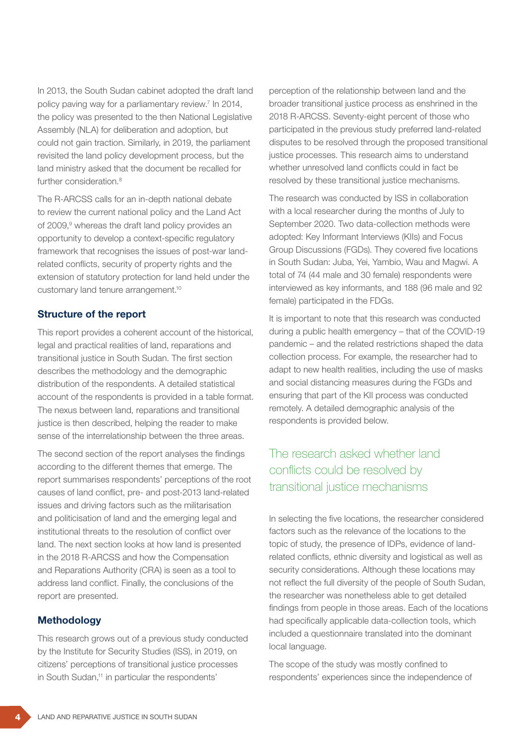In 2013, the South Sudan cabinet adopted the draft land policy paving way for a parliamentary review.[7] In 2014, the policy was presented to the then National Legislative Assembly (NLA) for deliberation and adoption, but could not gain traction. Similarly, in 2019, the parliament revisited the land policy development process, but the land ministry asked that the document be recalled for further consideration.[8]

The R-ARCSS calls for an in-depth national debate to review the current national policy and the Land Act of 2009,[9] whereas the draft land policy provides an opportunity to develop a context-specific regulatory framework that recognises the issues of post-war land-related conflicts, security of property rights and the extension of statutory protection for land held under the customary land tenure arrangement.[10]

### Structure of the report

This report provides a coherent account of the historical, legal and practical realities of land, reparations and transitional justice in South Sudan. The first section describes the methodology and the demographic distribution of the respondents. A detailed statistical account of the respondents is provided in a table format. The nexus between land, reparations and transitional justice is then described, helping the reader to make sense of the interrelationship between the three areas.

The second section of the report analyses the findings according to the different themes that emerge. The report summarises respondents' perceptions of the root causes of land conflict, pre- and post-2013 land-related issues and driving factors such as the militarisation and politicisation of land and the emerging legal and institutional threats to the resolution of conflict over land. The next section looks at how land is presented in the 2018 R-ARCSS and how the Compensation and Reparations Authority (CRA) is seen as a tool to address land conflict. Finally, the conclusions of the report are presented.

### Methodology

This research grows out of a previous study conducted by the Institute for Security Studies (ISS), in 2019, on citizens' perceptions of transitional justice processes in South Sudan,[11] in particular the respondents' perception of the relationship between land and the broader transitional justice process as enshrined in the 2018 R-ARCSS. Seventy-eight percent of those who participated in the previous study preferred land-related disputes to be resolved through the proposed transitional justice processes. This research aims to understand whether unresolved land conflicts could in fact be resolved by these transitional justice mechanisms.

The research was conducted by ISS in collaboration with a local researcher during the months of July to September 2020. Two data-collection methods were adopted: Key Informant Interviews (KIIs) and Focus Group Discussions (FGDs). They covered five locations in South Sudan: Juba, Yei, Yambio, Wau and Magwi. A total of 74 (44 male and 30 female) respondents were interviewed as key informants, and 188 (96 male and 92 female) participated in the FDGs.

It is important to note that this research was conducted during a public health emergency – that of the COVID-19 pandemic – and the related restrictions shaped the data collection process. For example, the researcher had to adapt to new health realities, including the use of masks and social distancing measures during the FGDs and ensuring that part of the KII process was conducted remotely. A detailed demographic analysis of the respondents is provided below.

> The research asked whether land conflicts could be resolved by transitional justice mechanisms

In selecting the five locations, the researcher considered factors such as the relevance of the locations to the topic of study, the presence of IDPs, evidence of land-related conflicts, ethnic diversity and logistical as well as security considerations. Although these locations may not reflect the full diversity of the people of South Sudan, the researcher was nonetheless able to get detailed findings from people in those areas. Each of the locations had specifically applicable data-collection tools, which included a questionnaire translated into the dominant local language.

The scope of the study was mostly confined to respondents' experiences since the independence of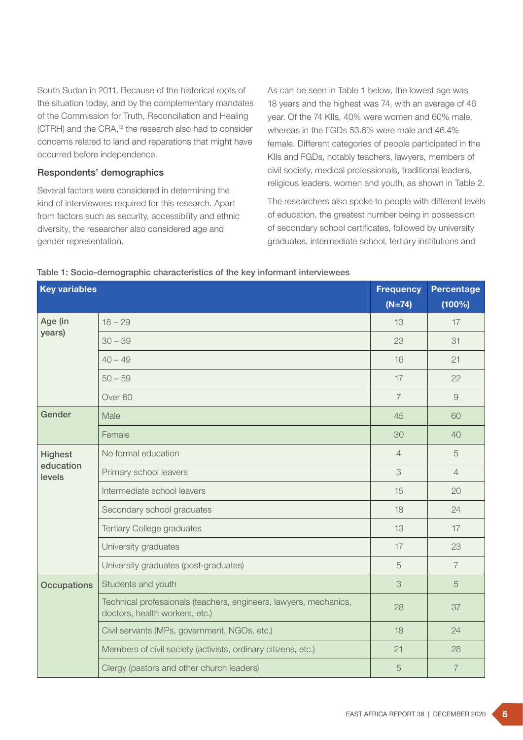South Sudan in 2011. Because of the historical roots of the situation today, and by the complementary mandates of the Commission for Truth, Reconciliation and Healing (CTRH) and the CRA,[12] the research also had to consider concerns related to land and reparations that might have occurred before independence.

### Respondents' demographics

Several factors were considered in determining the kind of interviewees required for this research. Apart from factors such as security, accessibility and ethnic diversity, the researcher also considered age and gender representation.

As can be seen in Table 1 below, the lowest age was 18 years and the highest was 74, with an average of 46 year. Of the 74 KIIs, 40% were women and 60% male, whereas in the FGDs 53.6% were male and 46.4% female. Different categories of people participated in the KIIs and FGDs, notably teachers, lawyers, members of civil society, medical professionals, traditional leaders, religious leaders, women and youth, as shown in Table 2.

The researchers also spoke to people with different levels of education, the greatest number being in possession of secondary school certificates, followed by university graduates, intermediate school, tertiary institutions and

Table 1: Socio-demographic characteristics of the key informant interviewees

| Key variables | | Frequency (N=74) | Percentage (100%) |
|---|---|---|---|
| Age (in years) | 18 – 29 | 13 | 17 |
| | 30 – 39 | 23 | 31 |
| | 40 – 49 | 16 | 21 |
| | 50 – 59 | 17 | 22 |
| | Over 60 | 7 | 9 |
| Gender | Male | 45 | 60 |
| | Female | 30 | 40 |
| Highest education levels | No formal education | 4 | 5 |
| | Primary school leavers | 3 | 4 |
| | Intermediate school leavers | 15 | 20 |
| | Secondary school graduates | 18 | 24 |
| | Tertiary College graduates | 13 | 17 |
| | University graduates | 17 | 23 |
| | University graduates (post-graduates) | 5 | 7 |
| Occupations | Students and youth | 3 | 5 |
| | Technical professionals (teachers, engineers, lawyers, mechanics, doctors, health workers, etc.) | 28 | 37 |
| | Civil servants (MPs, government, NGOs, etc.) | 18 | 24 |
| | Members of civil society (activists, ordinary citizens, etc.) | 21 | 28 |
| | Clergy (pastors and other church leaders) | 5 | 7 |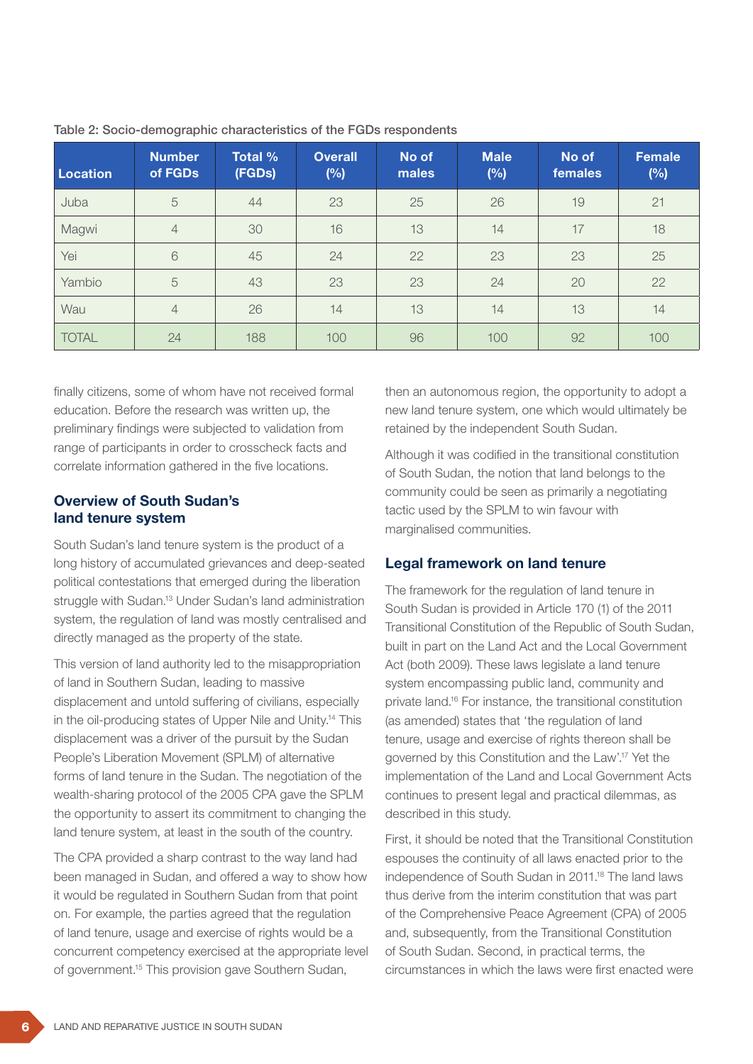Table 2: Socio-demographic characteristics of the FGDs respondents

| Location | Number of FGDs | Total % (FGDs) | Overall (%) | No of males | Male (%) | No of females | Female (%) |
|---|---|---|---|---|---|---|---|
| Juba | 5 | 44 | 23 | 25 | 26 | 19 | 21 |
| Magwi | 4 | 30 | 16 | 13 | 14 | 17 | 18 |
| Yei | 6 | 45 | 24 | 22 | 23 | 23 | 25 |
| Yambio | 5 | 43 | 23 | 23 | 24 | 20 | 22 |
| Wau | 4 | 26 | 14 | 13 | 14 | 13 | 14 |
| TOTAL | 24 | 188 | 100 | 96 | 100 | 92 | 100 |

finally citizens, some of whom have not received formal education. Before the research was written up, the preliminary findings were subjected to validation from range of participants in order to crosscheck facts and correlate information gathered in the five locations.

## Overview of South Sudan's land tenure system

South Sudan's land tenure system is the product of a long history of accumulated grievances and deep-seated political contestations that emerged during the liberation struggle with Sudan.[13] Under Sudan's land administration system, the regulation of land was mostly centralised and directly managed as the property of the state.

This version of land authority led to the misappropriation of land in Southern Sudan, leading to massive displacement and untold suffering of civilians, especially in the oil-producing states of Upper Nile and Unity.[14] This displacement was a driver of the pursuit by the Sudan People's Liberation Movement (SPLM) of alternative forms of land tenure in the Sudan. The negotiation of the wealth-sharing protocol of the 2005 CPA gave the SPLM the opportunity to assert its commitment to changing the land tenure system, at least in the south of the country.

The CPA provided a sharp contrast to the way land had been managed in Sudan, and offered a way to show how it would be regulated in Southern Sudan from that point on. For example, the parties agreed that the regulation of land tenure, usage and exercise of rights would be a concurrent competency exercised at the appropriate level of government.[15] This provision gave Southern Sudan, then an autonomous region, the opportunity to adopt a new land tenure system, one which would ultimately be retained by the independent South Sudan.

Although it was codified in the transitional constitution of South Sudan, the notion that land belongs to the community could be seen as primarily a negotiating tactic used by the SPLM to win favour with marginalised communities.

## Legal framework on land tenure

The framework for the regulation of land tenure in South Sudan is provided in Article 170 (1) of the 2011 Transitional Constitution of the Republic of South Sudan, built in part on the Land Act and the Local Government Act (both 2009). These laws legislate a land tenure system encompassing public land, community and private land.[16] For instance, the transitional constitution (as amended) states that 'the regulation of land tenure, usage and exercise of rights thereon shall be governed by this Constitution and the Law'.[17] Yet the implementation of the Land and Local Government Acts continues to present legal and practical dilemmas, as described in this study.

First, it should be noted that the Transitional Constitution espouses the continuity of all laws enacted prior to the independence of South Sudan in 2011.[18] The land laws thus derive from the interim constitution that was part of the Comprehensive Peace Agreement (CPA) of 2005 and, subsequently, from the Transitional Constitution of South Sudan. Second, in practical terms, the circumstances in which the laws were first enacted were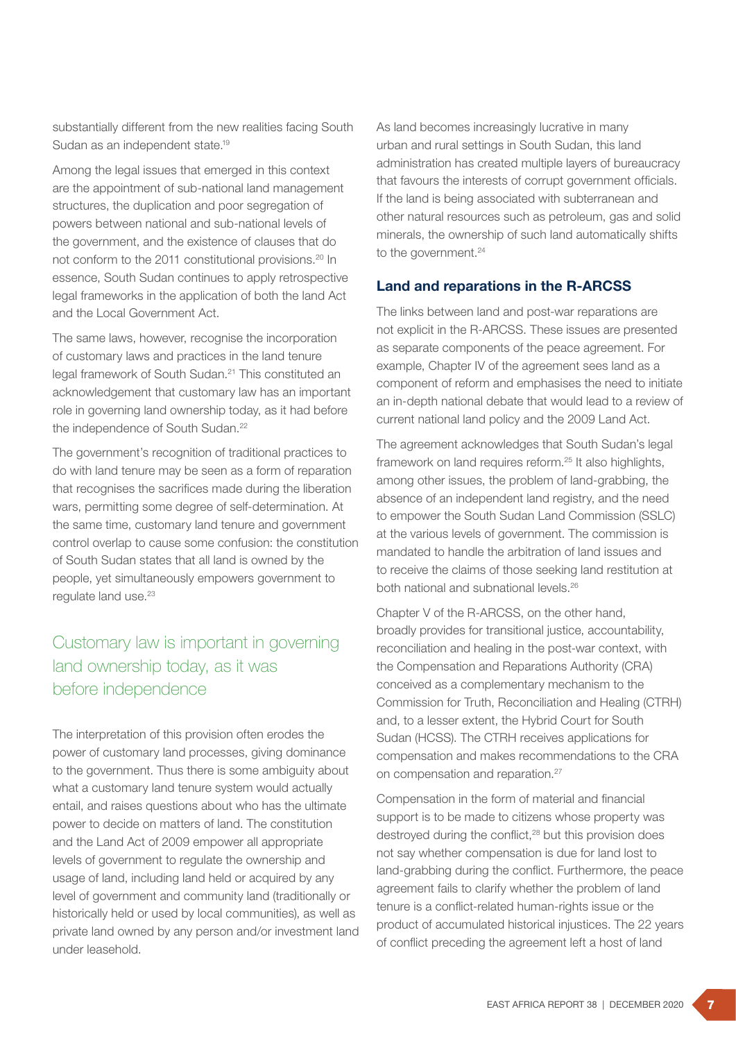substantially different from the new realities facing South Sudan as an independent state.[19]

Among the legal issues that emerged in this context are the appointment of sub-national land management structures, the duplication and poor segregation of powers between national and sub-national levels of the government, and the existence of clauses that do not conform to the 2011 constitutional provisions.[20] In essence, South Sudan continues to apply retrospective legal frameworks in the application of both the land Act and the Local Government Act.

The same laws, however, recognise the incorporation of customary laws and practices in the land tenure legal framework of South Sudan.[21] This constituted an acknowledgement that customary law has an important role in governing land ownership today, as it had before the independence of South Sudan.[22]

The government's recognition of traditional practices to do with land tenure may be seen as a form of reparation that recognises the sacrifices made during the liberation wars, permitting some degree of self-determination. At the same time, customary land tenure and government control overlap to cause some confusion: the constitution of South Sudan states that all land is owned by the people, yet simultaneously empowers government to regulate land use.[23]

> Customary law is important in governing land ownership today, as it was before independence

The interpretation of this provision often erodes the power of customary land processes, giving dominance to the government. Thus there is some ambiguity about what a customary land tenure system would actually entail, and raises questions about who has the ultimate power to decide on matters of land. The constitution and the Land Act of 2009 empower all appropriate levels of government to regulate the ownership and usage of land, including land held or acquired by any level of government and community land (traditionally or historically held or used by local communities), as well as private land owned by any person and/or investment land under leasehold.

As land becomes increasingly lucrative in many urban and rural settings in South Sudan, this land administration has created multiple layers of bureaucracy that favours the interests of corrupt government officials. If the land is being associated with subterranean and other natural resources such as petroleum, gas and solid minerals, the ownership of such land automatically shifts to the government.[24]

### Land and reparations in the R-ARCSS

The links between land and post-war reparations are not explicit in the R-ARCSS. These issues are presented as separate components of the peace agreement. For example, Chapter IV of the agreement sees land as a component of reform and emphasises the need to initiate an in-depth national debate that would lead to a review of current national land policy and the 2009 Land Act.

The agreement acknowledges that South Sudan's legal framework on land requires reform.[25] It also highlights, among other issues, the problem of land-grabbing, the absence of an independent land registry, and the need to empower the South Sudan Land Commission (SSLC) at the various levels of government. The commission is mandated to handle the arbitration of land issues and to receive the claims of those seeking land restitution at both national and subnational levels.[26]

Chapter V of the R-ARCSS, on the other hand, broadly provides for transitional justice, accountability, reconciliation and healing in the post-war context, with the Compensation and Reparations Authority (CRA) conceived as a complementary mechanism to the Commission for Truth, Reconciliation and Healing (CTRH) and, to a lesser extent, the Hybrid Court for South Sudan (HCSS). The CTRH receives applications for compensation and makes recommendations to the CRA on compensation and reparation.[27]

Compensation in the form of material and financial support is to be made to citizens whose property was destroyed during the conflict,[28] but this provision does not say whether compensation is due for land lost to land-grabbing during the conflict. Furthermore, the peace agreement fails to clarify whether the problem of land tenure is a conflict-related human-rights issue or the product of accumulated historical injustices. The 22 years of conflict preceding the agreement left a host of land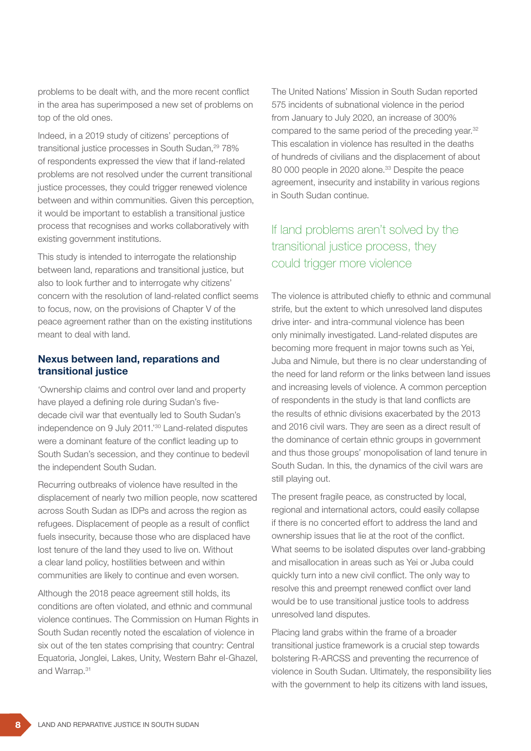problems to be dealt with, and the more recent conflict in the area has superimposed a new set of problems on top of the old ones.

Indeed, in a 2019 study of citizens' perceptions of transitional justice processes in South Sudan,[29] 78% of respondents expressed the view that if land-related problems are not resolved under the current transitional justice processes, they could trigger renewed violence between and within communities. Given this perception, it would be important to establish a transitional justice process that recognises and works collaboratively with existing government institutions.

This study is intended to interrogate the relationship between land, reparations and transitional justice, but also to look further and to interrogate why citizens' concern with the resolution of land-related conflict seems to focus, now, on the provisions of Chapter V of the peace agreement rather than on the existing institutions meant to deal with land.

## Nexus between land, reparations and transitional justice

'Ownership claims and control over land and property have played a defining role during Sudan's five-decade civil war that eventually led to South Sudan's independence on 9 July 2011.'[30] Land-related disputes were a dominant feature of the conflict leading up to South Sudan's secession, and they continue to bedevil the independent South Sudan.

Recurring outbreaks of violence have resulted in the displacement of nearly two million people, now scattered across South Sudan as IDPs and across the region as refugees. Displacement of people as a result of conflict fuels insecurity, because those who are displaced have lost tenure of the land they used to live on. Without a clear land policy, hostilities between and within communities are likely to continue and even worsen.

Although the 2018 peace agreement still holds, its conditions are often violated, and ethnic and communal violence continues. The Commission on Human Rights in South Sudan recently noted the escalation of violence in six out of the ten states comprising that country: Central Equatoria, Jonglei, Lakes, Unity, Western Bahr el-Ghazel, and Warrap.[31]

The United Nations' Mission in South Sudan reported 575 incidents of subnational violence in the period from January to July 2020, an increase of 300% compared to the same period of the preceding year.[32] This escalation in violence has resulted in the deaths of hundreds of civilians and the displacement of about 80 000 people in 2020 alone.[33] Despite the peace agreement, insecurity and instability in various regions in South Sudan continue.

> If land problems aren't solved by the transitional justice process, they could trigger more violence

The violence is attributed chiefly to ethnic and communal strife, but the extent to which unresolved land disputes drive inter- and intra-communal violence has been only minimally investigated. Land-related disputes are becoming more frequent in major towns such as Yei, Juba and Nimule, but there is no clear understanding of the need for land reform or the links between land issues and increasing levels of violence. A common perception of respondents in the study is that land conflicts are the results of ethnic divisions exacerbated by the 2013 and 2016 civil wars. They are seen as a direct result of the dominance of certain ethnic groups in government and thus those groups' monopolisation of land tenure in South Sudan. In this, the dynamics of the civil wars are still playing out.

The present fragile peace, as constructed by local, regional and international actors, could easily collapse if there is no concerted effort to address the land and ownership issues that lie at the root of the conflict. What seems to be isolated disputes over land-grabbing and misallocation in areas such as Yei or Juba could quickly turn into a new civil conflict. The only way to resolve this and preempt renewed conflict over land would be to use transitional justice tools to address unresolved land disputes.

Placing land grabs within the frame of a broader transitional justice framework is a crucial step towards bolstering R-ARCSS and preventing the recurrence of violence in South Sudan. Ultimately, the responsibility lies with the government to help its citizens with land issues,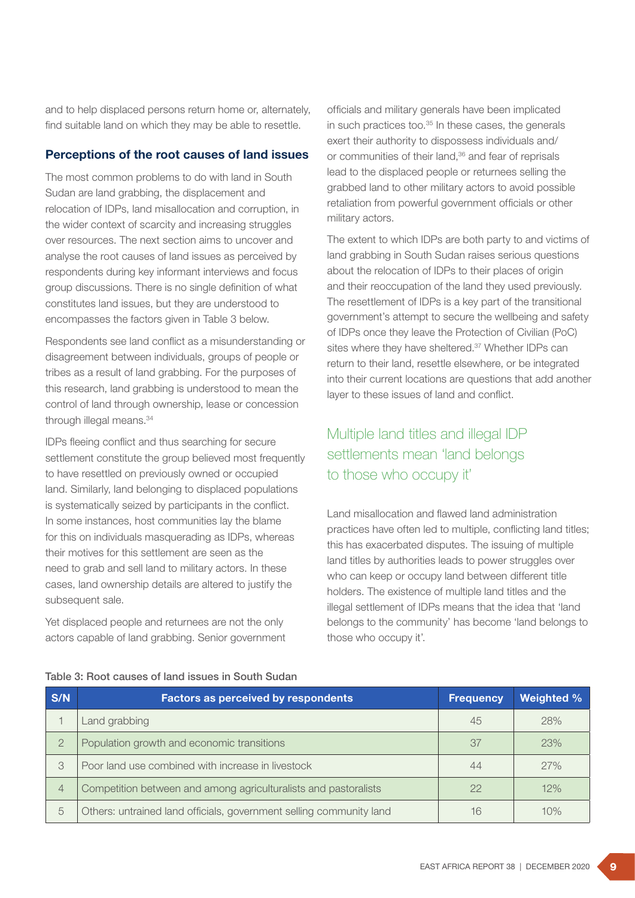and to help displaced persons return home or, alternately, find suitable land on which they may be able to resettle.

### Perceptions of the root causes of land issues

The most common problems to do with land in South Sudan are land grabbing, the displacement and relocation of IDPs, land misallocation and corruption, in the wider context of scarcity and increasing struggles over resources. The next section aims to uncover and analyse the root causes of land issues as perceived by respondents during key informant interviews and focus group discussions. There is no single definition of what constitutes land issues, but they are understood to encompass the factors given in Table 3 below.

Respondents see land conflict as a misunderstanding or disagreement between individuals, groups of people or tribes as a result of land grabbing. For the purposes of this research, land grabbing is understood to mean the control of land through ownership, lease or concession through illegal means.[34]

IDPs fleeing conflict and thus searching for secure settlement constitute the group believed most frequently to have resettled on previously owned or occupied land. Similarly, land belonging to displaced populations is systematically seized by participants in the conflict. In some instances, host communities lay the blame for this on individuals masquerading as IDPs, whereas their motives for this settlement are seen as the need to grab and sell land to military actors. In these cases, land ownership details are altered to justify the subsequent sale.

Yet displaced people and returnees are not the only actors capable of land grabbing. Senior government officials and military generals have been implicated in such practices too.[35] In these cases, the generals exert their authority to dispossess individuals and/or communities of their land,[36] and fear of reprisals lead to the displaced people or returnees selling the grabbed land to other military actors to avoid possible retaliation from powerful government officials or other military actors.

The extent to which IDPs are both party to and victims of land grabbing in South Sudan raises serious questions about the relocation of IDPs to their places of origin and their reoccupation of the land they used previously. The resettlement of IDPs is a key part of the transitional government's attempt to secure the wellbeing and safety of IDPs once they leave the Protection of Civilian (PoC) sites where they have sheltered.[37] Whether IDPs can return to their land, resettle elsewhere, or be integrated into their current locations are questions that add another layer to these issues of land and conflict.

## Multiple land titles and illegal IDP settlements mean 'land belongs to those who occupy it'

Land misallocation and flawed land administration practices have often led to multiple, conflicting land titles; this has exacerbated disputes. The issuing of multiple land titles by authorities leads to power struggles over who can keep or occupy land between different title holders. The existence of multiple land titles and the illegal settlement of IDPs means that the idea that 'land belongs to the community' has become 'land belongs to those who occupy it'.

Table 3: Root causes of land issues in South Sudan

| S/N | Factors as perceived by respondents | Frequency | Weighted % |
|---|---|---|---|
| 1 | Land grabbing | 45 | 28% |
| 2 | Population growth and economic transitions | 37 | 23% |
| 3 | Poor land use combined with increase in livestock | 44 | 27% |
| 4 | Competition between and among agriculturalists and pastoralists | 22 | 12% |
| 5 | Others: untrained land officials, government selling community land | 16 | 10% |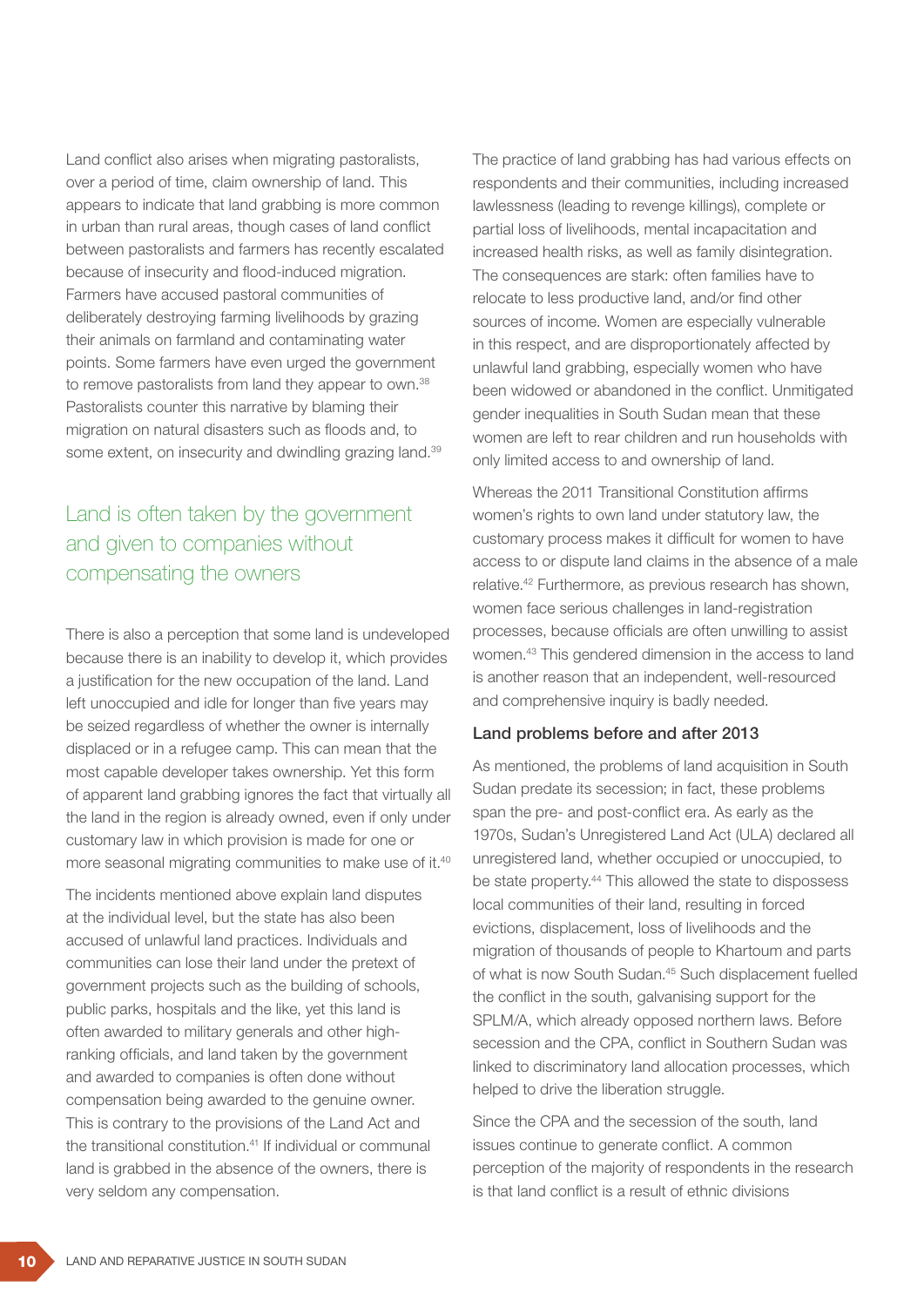Land conflict also arises when migrating pastoralists, over a period of time, claim ownership of land. This appears to indicate that land grabbing is more common in urban than rural areas, though cases of land conflict between pastoralists and farmers has recently escalated because of insecurity and flood-induced migration. Farmers have accused pastoral communities of deliberately destroying farming livelihoods by grazing their animals on farmland and contaminating water points. Some farmers have even urged the government to remove pastoralists from land they appear to own.[38] Pastoralists counter this narrative by blaming their migration on natural disasters such as floods and, to some extent, on insecurity and dwindling grazing land.[39]

## Land is often taken by the government and given to companies without compensating the owners

There is also a perception that some land is undeveloped because there is an inability to develop it, which provides a justification for the new occupation of the land. Land left unoccupied and idle for longer than five years may be seized regardless of whether the owner is internally displaced or in a refugee camp. This can mean that the most capable developer takes ownership. Yet this form of apparent land grabbing ignores the fact that virtually all the land in the region is already owned, even if only under customary law in which provision is made for one or more seasonal migrating communities to make use of it.[40]

The incidents mentioned above explain land disputes at the individual level, but the state has also been accused of unlawful land practices. Individuals and communities can lose their land under the pretext of government projects such as the building of schools, public parks, hospitals and the like, yet this land is often awarded to military generals and other high-ranking officials, and land taken by the government and awarded to companies is often done without compensation being awarded to the genuine owner. This is contrary to the provisions of the Land Act and the transitional constitution.[41] If individual or communal land is grabbed in the absence of the owners, there is very seldom any compensation.

The practice of land grabbing has had various effects on respondents and their communities, including increased lawlessness (leading to revenge killings), complete or partial loss of livelihoods, mental incapacitation and increased health risks, as well as family disintegration. The consequences are stark: often families have to relocate to less productive land, and/or find other sources of income. Women are especially vulnerable in this respect, and are disproportionately affected by unlawful land grabbing, especially women who have been widowed or abandoned in the conflict. Unmitigated gender inequalities in South Sudan mean that these women are left to rear children and run households with only limited access to and ownership of land.

Whereas the 2011 Transitional Constitution affirms women's rights to own land under statutory law, the customary process makes it difficult for women to have access to or dispute land claims in the absence of a male relative.[42] Furthermore, as previous research has shown, women face serious challenges in land-registration processes, because officials are often unwilling to assist women.[43] This gendered dimension in the access to land is another reason that an independent, well-resourced and comprehensive inquiry is badly needed.

### Land problems before and after 2013

As mentioned, the problems of land acquisition in South Sudan predate its secession; in fact, these problems span the pre- and post-conflict era. As early as the 1970s, Sudan's Unregistered Land Act (ULA) declared all unregistered land, whether occupied or unoccupied, to be state property.[44] This allowed the state to dispossess local communities of their land, resulting in forced evictions, displacement, loss of livelihoods and the migration of thousands of people to Khartoum and parts of what is now South Sudan.[45] Such displacement fuelled the conflict in the south, galvanising support for the SPLM/A, which already opposed northern laws. Before secession and the CPA, conflict in Southern Sudan was linked to discriminatory land allocation processes, which helped to drive the liberation struggle.

Since the CPA and the secession of the south, land issues continue to generate conflict. A common perception of the majority of respondents in the research is that land conflict is a result of ethnic divisions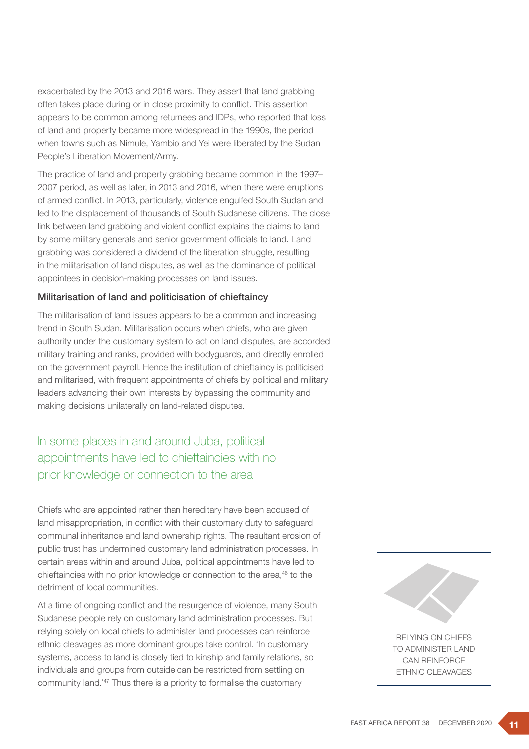exacerbated by the 2013 and 2016 wars. They assert that land grabbing often takes place during or in close proximity to conflict. This assertion appears to be common among returnees and IDPs, who reported that loss of land and property became more widespread in the 1990s, the period when towns such as Nimule, Yambio and Yei were liberated by the Sudan People's Liberation Movement/Army.

The practice of land and property grabbing became common in the 1997–2007 period, as well as later, in 2013 and 2016, when there were eruptions of armed conflict. In 2013, particularly, violence engulfed South Sudan and led to the displacement of thousands of South Sudanese citizens. The close link between land grabbing and violent conflict explains the claims to land by some military generals and senior government officials to land. Land grabbing was considered a dividend of the liberation struggle, resulting in the militarisation of land disputes, as well as the dominance of political appointees in decision-making processes on land issues.

### Militarisation of land and politicisation of chieftaincy

The militarisation of land issues appears to be a common and increasing trend in South Sudan. Militarisation occurs when chiefs, who are given authority under the customary system to act on land disputes, are accorded military training and ranks, provided with bodyguards, and directly enrolled on the government payroll. Hence the institution of chieftaincy is politicised and militarised, with frequent appointments of chiefs by political and military leaders advancing their own interests by bypassing the community and making decisions unilaterally on land-related disputes.

> In some places in and around Juba, political appointments have led to chieftaincies with no prior knowledge or connection to the area

Chiefs who are appointed rather than hereditary have been accused of land misappropriation, in conflict with their customary duty to safeguard communal inheritance and land ownership rights. The resultant erosion of public trust has undermined customary land administration processes. In certain areas within and around Juba, political appointments have led to chieftaincies with no prior knowledge or connection to the area,[46] to the detriment of local communities.

At a time of ongoing conflict and the resurgence of violence, many South Sudanese people rely on customary land administration processes. But relying solely on local chiefs to administer land processes can reinforce ethnic cleavages as more dominant groups take control. 'In customary systems, access to land is closely tied to kinship and family relations, so individuals and groups from outside can be restricted from settling on community land.'[47] Thus there is a priority to formalise the customary

RELYING ON CHIEFS TO ADMINISTER LAND CAN REINFORCE ETHNIC CLEAVAGES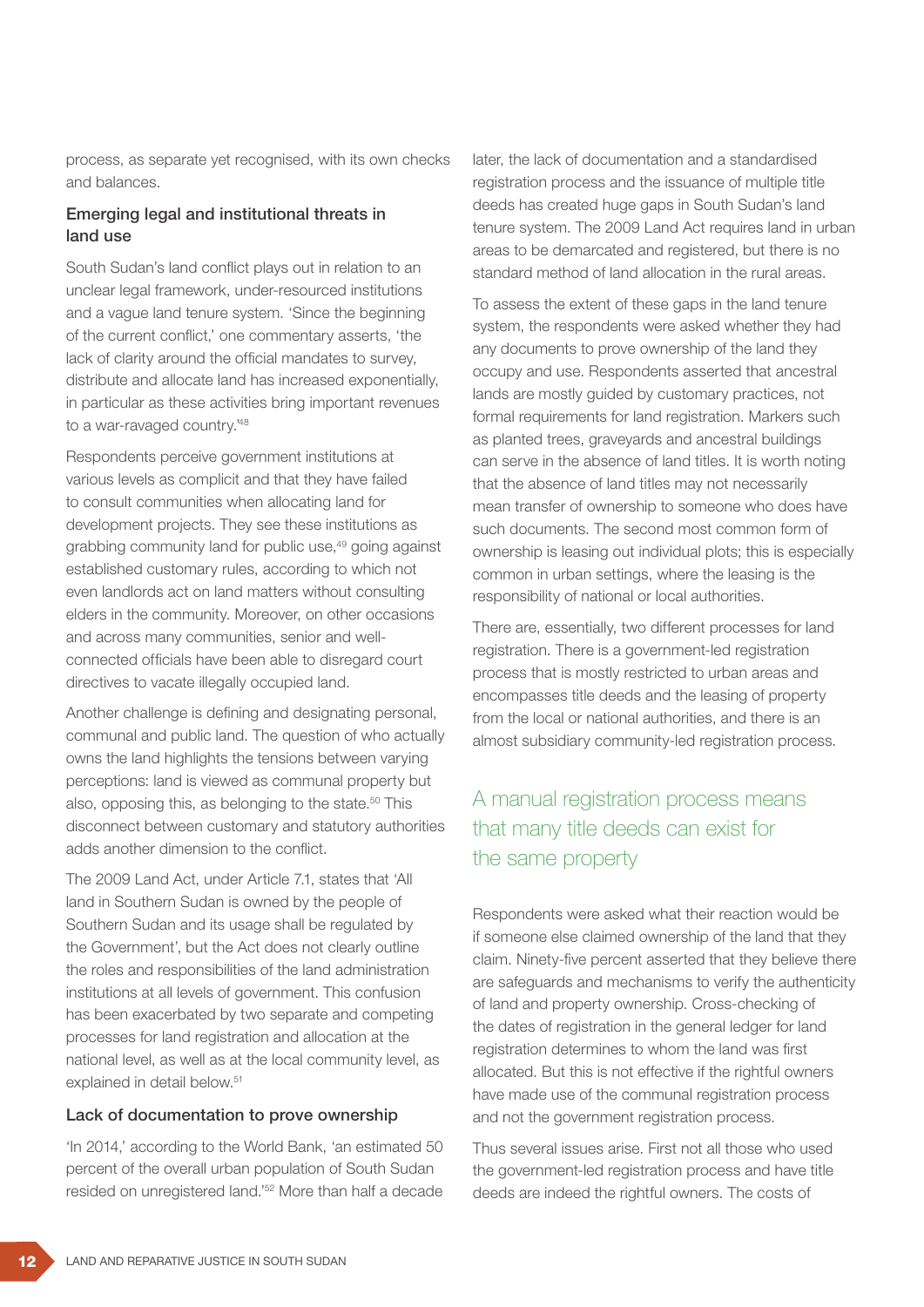process, as separate yet recognised, with its own checks and balances.

### Emerging legal and institutional threats in land use

South Sudan's land conflict plays out in relation to an unclear legal framework, under-resourced institutions and a vague land tenure system. 'Since the beginning of the current conflict,' one commentary asserts, 'the lack of clarity around the official mandates to survey, distribute and allocate land has increased exponentially, in particular as these activities bring important revenues to a war-ravaged country.'[48]

Respondents perceive government institutions at various levels as complicit and that they have failed to consult communities when allocating land for development projects. They see these institutions as grabbing community land for public use,[49] going against established customary rules, according to which not even landlords act on land matters without consulting elders in the community. Moreover, on other occasions and across many communities, senior and well-connected officials have been able to disregard court directives to vacate illegally occupied land.

Another challenge is defining and designating personal, communal and public land. The question of who actually owns the land highlights the tensions between varying perceptions: land is viewed as communal property but also, opposing this, as belonging to the state.[50] This disconnect between customary and statutory authorities adds another dimension to the conflict.

The 2009 Land Act, under Article 7.1, states that 'All land in Southern Sudan is owned by the people of Southern Sudan and its usage shall be regulated by the Government', but the Act does not clearly outline the roles and responsibilities of the land administration institutions at all levels of government. This confusion has been exacerbated by two separate and competing processes for land registration and allocation at the national level, as well as at the local community level, as explained in detail below.[51]

### Lack of documentation to prove ownership

'In 2014,' according to the World Bank, 'an estimated 50 percent of the overall urban population of South Sudan resided on unregistered land.'[52] More than half a decade later, the lack of documentation and a standardised registration process and the issuance of multiple title deeds has created huge gaps in South Sudan's land tenure system. The 2009 Land Act requires land in urban areas to be demarcated and registered, but there is no standard method of land allocation in the rural areas.

To assess the extent of these gaps in the land tenure system, the respondents were asked whether they had any documents to prove ownership of the land they occupy and use. Respondents asserted that ancestral lands are mostly guided by customary practices, not formal requirements for land registration. Markers such as planted trees, graveyards and ancestral buildings can serve in the absence of land titles. It is worth noting that the absence of land titles may not necessarily mean transfer of ownership to someone who does have such documents. The second most common form of ownership is leasing out individual plots; this is especially common in urban settings, where the leasing is the responsibility of national or local authorities.

There are, essentially, two different processes for land registration. There is a government-led registration process that is mostly restricted to urban areas and encompasses title deeds and the leasing of property from the local or national authorities, and there is an almost subsidiary community-led registration process.

> A manual registration process means that many title deeds can exist for the same property

Respondents were asked what their reaction would be if someone else claimed ownership of the land that they claim. Ninety-five percent asserted that they believe there are safeguards and mechanisms to verify the authenticity of land and property ownership. Cross-checking of the dates of registration in the general ledger for land registration determines to whom the land was first allocated. But this is not effective if the rightful owners have made use of the communal registration process and not the government registration process.

Thus several issues arise. First not all those who used the government-led registration process and have title deeds are indeed the rightful owners. The costs of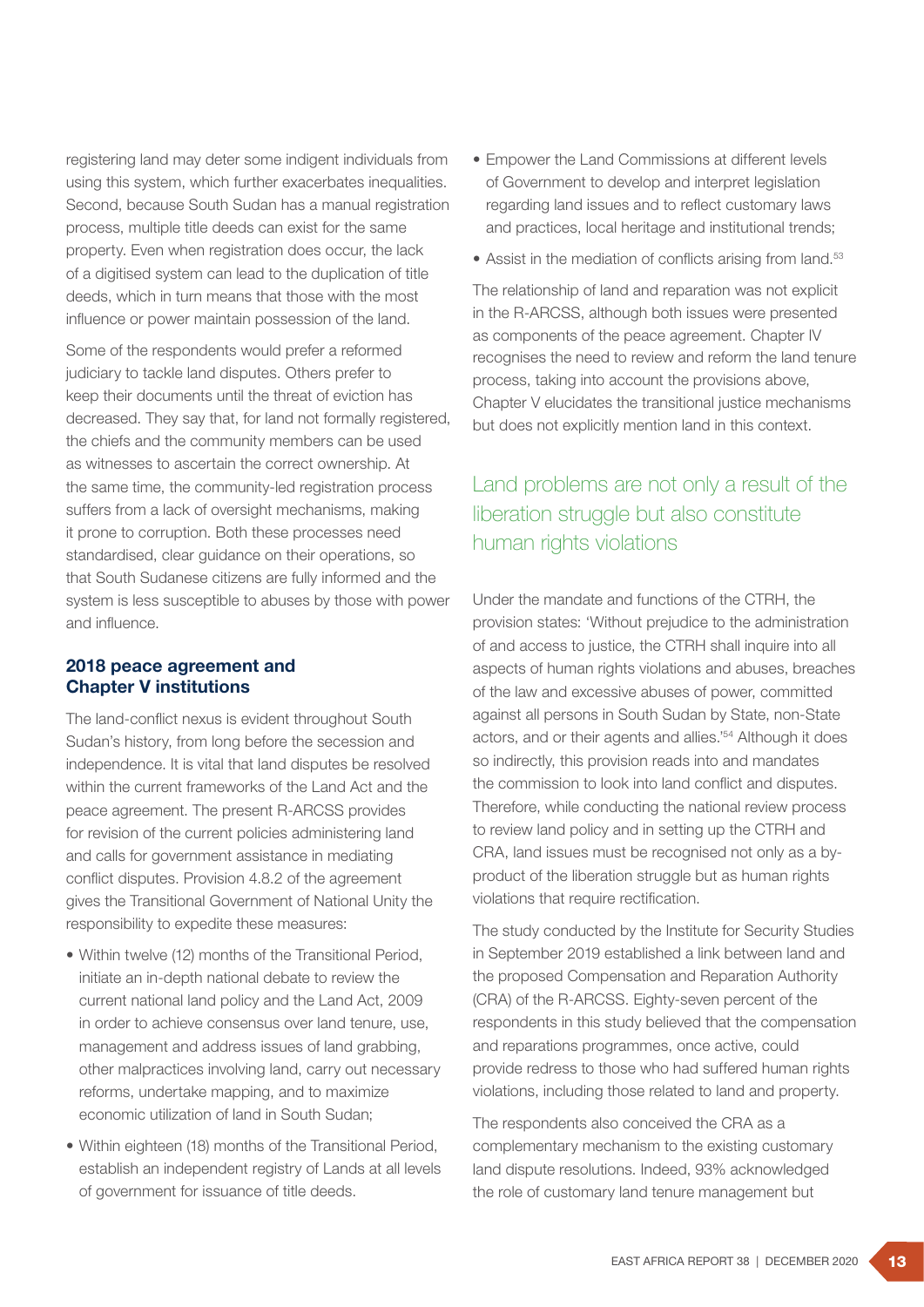registering land may deter some indigent individuals from using this system, which further exacerbates inequalities. Second, because South Sudan has a manual registration process, multiple title deeds can exist for the same property. Even when registration does occur, the lack of a digitised system can lead to the duplication of title deeds, which in turn means that those with the most influence or power maintain possession of the land.

Some of the respondents would prefer a reformed judiciary to tackle land disputes. Others prefer to keep their documents until the threat of eviction has decreased. They say that, for land not formally registered, the chiefs and the community members can be used as witnesses to ascertain the correct ownership. At the same time, the community-led registration process suffers from a lack of oversight mechanisms, making it prone to corruption. Both these processes need standardised, clear guidance on their operations, so that South Sudanese citizens are fully informed and the system is less susceptible to abuses by those with power and influence.

### 2018 peace agreement and Chapter V institutions

The land-conflict nexus is evident throughout South Sudan's history, from long before the secession and independence. It is vital that land disputes be resolved within the current frameworks of the Land Act and the peace agreement. The present R-ARCSS provides for revision of the current policies administering land and calls for government assistance in mediating conflict disputes. Provision 4.8.2 of the agreement gives the Transitional Government of National Unity the responsibility to expedite these measures:

- Within twelve (12) months of the Transitional Period, initiate an in-depth national debate to review the current national land policy and the Land Act, 2009 in order to achieve consensus over land tenure, use, management and address issues of land grabbing, other malpractices involving land, carry out necessary reforms, undertake mapping, and to maximize economic utilization of land in South Sudan;
- Within eighteen (18) months of the Transitional Period, establish an independent registry of Lands at all levels of government for issuance of title deeds.
- Empower the Land Commissions at different levels of Government to develop and interpret legislation regarding land issues and to reflect customary laws and practices, local heritage and institutional trends;
- Assist in the mediation of conflicts arising from land.[53]

The relationship of land and reparation was not explicit in the R-ARCSS, although both issues were presented as components of the peace agreement. Chapter IV recognises the need to review and reform the land tenure process, taking into account the provisions above, Chapter V elucidates the transitional justice mechanisms but does not explicitly mention land in this context.

## Land problems are not only a result of the liberation struggle but also constitute human rights violations

Under the mandate and functions of the CTRH, the provision states: 'Without prejudice to the administration of and access to justice, the CTRH shall inquire into all aspects of human rights violations and abuses, breaches of the law and excessive abuses of power, committed against all persons in South Sudan by State, non-State actors, and or their agents and allies.'[54] Although it does so indirectly, this provision reads into and mandates the commission to look into land conflict and disputes. Therefore, while conducting the national review process to review land policy and in setting up the CTRH and CRA, land issues must be recognised not only as a by-product of the liberation struggle but as human rights violations that require rectification.

The study conducted by the Institute for Security Studies in September 2019 established a link between land and the proposed Compensation and Reparation Authority (CRA) of the R-ARCSS. Eighty-seven percent of the respondents in this study believed that the compensation and reparations programmes, once active, could provide redress to those who had suffered human rights violations, including those related to land and property.

The respondents also conceived the CRA as a complementary mechanism to the existing customary land dispute resolutions. Indeed, 93% acknowledged the role of customary land tenure management but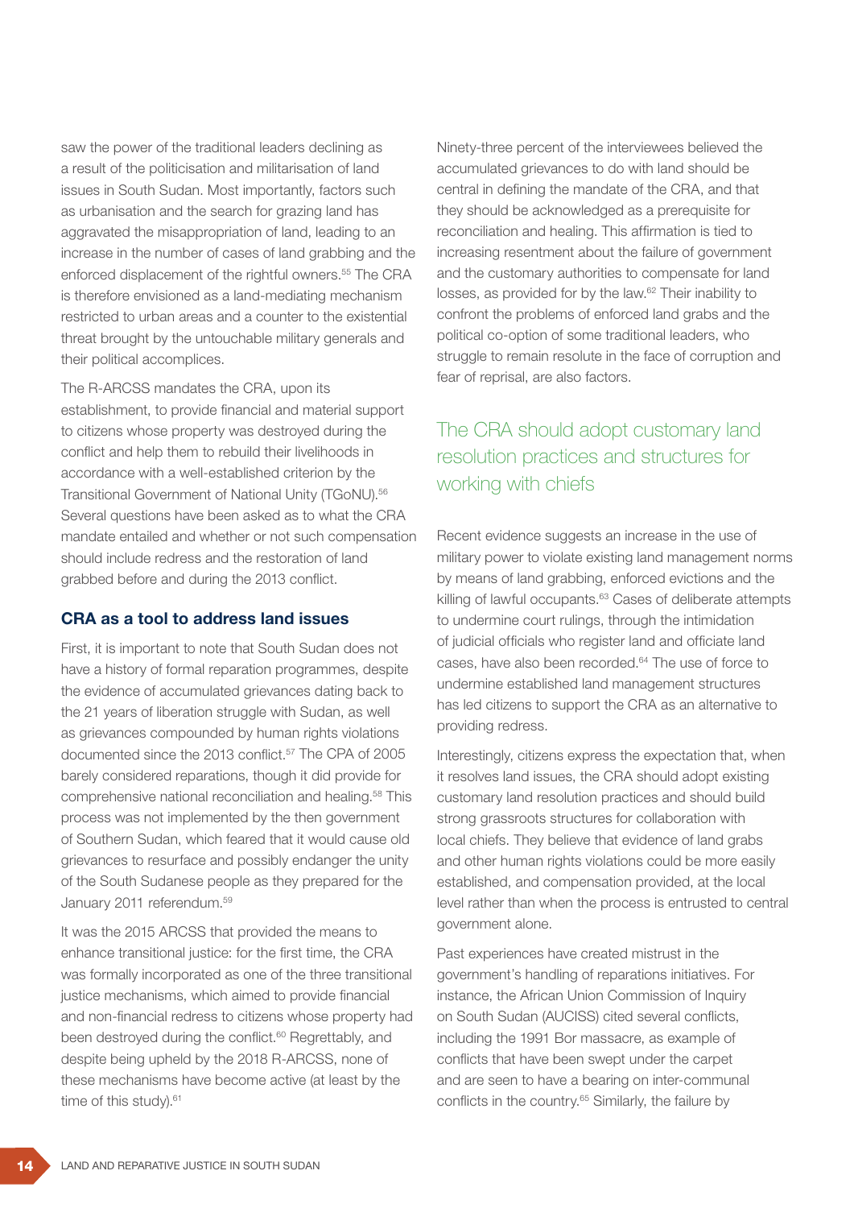saw the power of the traditional leaders declining as a result of the politicisation and militarisation of land issues in South Sudan. Most importantly, factors such as urbanisation and the search for grazing land has aggravated the misappropriation of land, leading to an increase in the number of cases of land grabbing and the enforced displacement of the rightful owners.[55] The CRA is therefore envisioned as a land-mediating mechanism restricted to urban areas and a counter to the existential threat brought by the untouchable military generals and their political accomplices.

The R-ARCSS mandates the CRA, upon its establishment, to provide financial and material support to citizens whose property was destroyed during the conflict and help them to rebuild their livelihoods in accordance with a well-established criterion by the Transitional Government of National Unity (TGoNU).[56] Several questions have been asked as to what the CRA mandate entailed and whether or not such compensation should include redress and the restoration of land grabbed before and during the 2013 conflict.

### CRA as a tool to address land issues

First, it is important to note that South Sudan does not have a history of formal reparation programmes, despite the evidence of accumulated grievances dating back to the 21 years of liberation struggle with Sudan, as well as grievances compounded by human rights violations documented since the 2013 conflict.[57] The CPA of 2005 barely considered reparations, though it did provide for comprehensive national reconciliation and healing.[58] This process was not implemented by the then government of Southern Sudan, which feared that it would cause old grievances to resurface and possibly endanger the unity of the South Sudanese people as they prepared for the January 2011 referendum.[59]

It was the 2015 ARCSS that provided the means to enhance transitional justice: for the first time, the CRA was formally incorporated as one of the three transitional justice mechanisms, which aimed to provide financial and non-financial redress to citizens whose property had been destroyed during the conflict.[60] Regrettably, and despite being upheld by the 2018 R-ARCSS, none of these mechanisms have become active (at least by the time of this study).[61]

Ninety-three percent of the interviewees believed the accumulated grievances to do with land should be central in defining the mandate of the CRA, and that they should be acknowledged as a prerequisite for reconciliation and healing. This affirmation is tied to increasing resentment about the failure of government and the customary authorities to compensate for land losses, as provided for by the law.[62] Their inability to confront the problems of enforced land grabs and the political co-option of some traditional leaders, who struggle to remain resolute in the face of corruption and fear of reprisal, are also factors.

## The CRA should adopt customary land resolution practices and structures for working with chiefs

Recent evidence suggests an increase in the use of military power to violate existing land management norms by means of land grabbing, enforced evictions and the killing of lawful occupants.[63] Cases of deliberate attempts to undermine court rulings, through the intimidation of judicial officials who register land and officiate land cases, have also been recorded.[64] The use of force to undermine established land management structures has led citizens to support the CRA as an alternative to providing redress.

Interestingly, citizens express the expectation that, when it resolves land issues, the CRA should adopt existing customary land resolution practices and should build strong grassroots structures for collaboration with local chiefs. They believe that evidence of land grabs and other human rights violations could be more easily established, and compensation provided, at the local level rather than when the process is entrusted to central government alone.

Past experiences have created mistrust in the government's handling of reparations initiatives. For instance, the African Union Commission of Inquiry on South Sudan (AUCISS) cited several conflicts, including the 1991 Bor massacre, as example of conflicts that have been swept under the carpet and are seen to have a bearing on inter-communal conflicts in the country.[65] Similarly, the failure by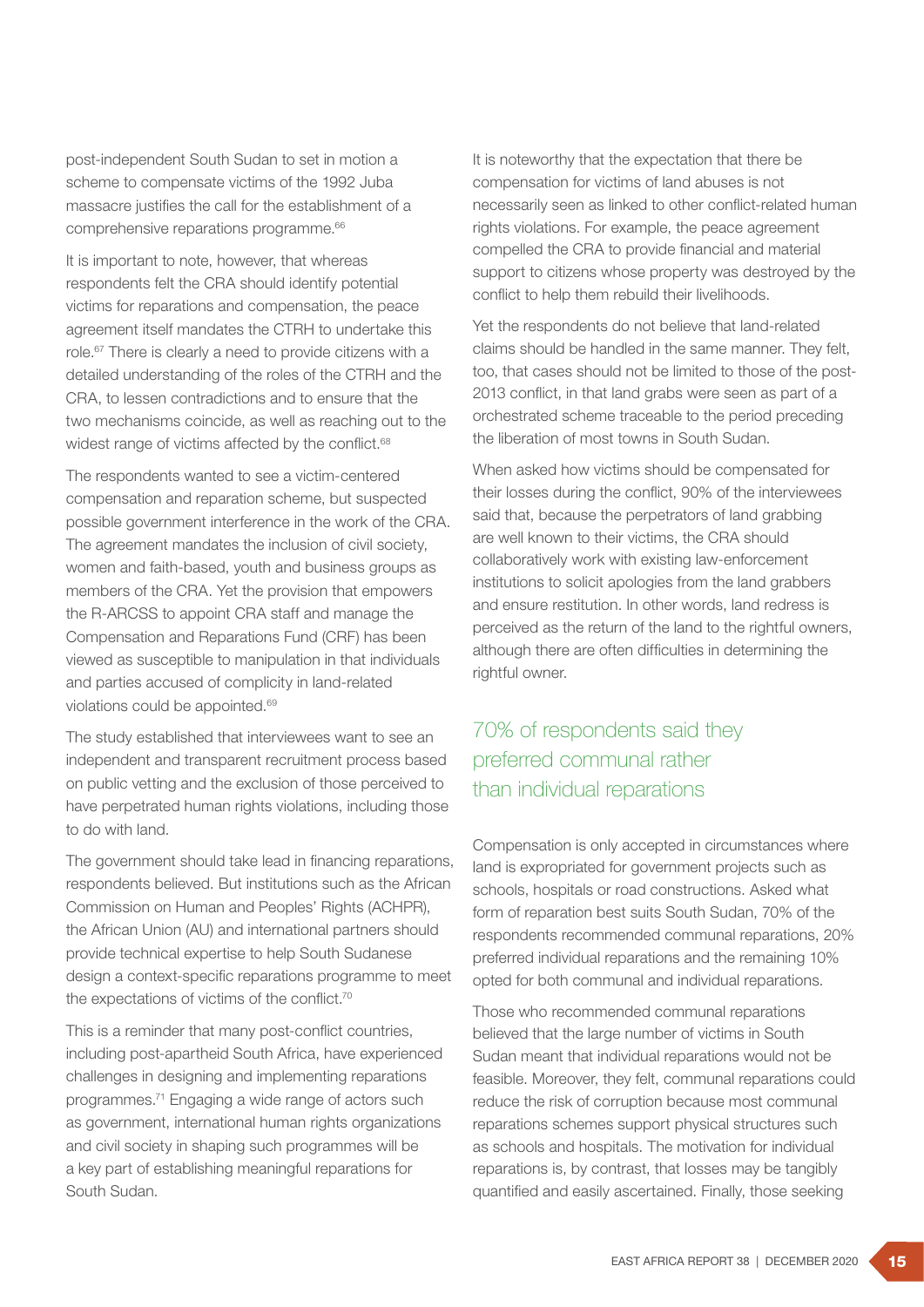post-independent South Sudan to set in motion a scheme to compensate victims of the 1992 Juba massacre justifies the call for the establishment of a comprehensive reparations programme.[66]

It is important to note, however, that whereas respondents felt the CRA should identify potential victims for reparations and compensation, the peace agreement itself mandates the CTRH to undertake this role.[67] There is clearly a need to provide citizens with a detailed understanding of the roles of the CTRH and the CRA, to lessen contradictions and to ensure that the two mechanisms coincide, as well as reaching out to the widest range of victims affected by the conflict.[68]

The respondents wanted to see a victim-centered compensation and reparation scheme, but suspected possible government interference in the work of the CRA. The agreement mandates the inclusion of civil society, women and faith-based, youth and business groups as members of the CRA. Yet the provision that empowers the R-ARCSS to appoint CRA staff and manage the Compensation and Reparations Fund (CRF) has been viewed as susceptible to manipulation in that individuals and parties accused of complicity in land-related violations could be appointed.[69]

The study established that interviewees want to see an independent and transparent recruitment process based on public vetting and the exclusion of those perceived to have perpetrated human rights violations, including those to do with land.

The government should take lead in financing reparations, respondents believed. But institutions such as the African Commission on Human and Peoples' Rights (ACHPR), the African Union (AU) and international partners should provide technical expertise to help South Sudanese design a context-specific reparations programme to meet the expectations of victims of the conflict.[70]

This is a reminder that many post-conflict countries, including post-apartheid South Africa, have experienced challenges in designing and implementing reparations programmes.[71] Engaging a wide range of actors such as government, international human rights organizations and civil society in shaping such programmes will be a key part of establishing meaningful reparations for South Sudan.

It is noteworthy that the expectation that there be compensation for victims of land abuses is not necessarily seen as linked to other conflict-related human rights violations. For example, the peace agreement compelled the CRA to provide financial and material support to citizens whose property was destroyed by the conflict to help them rebuild their livelihoods.

Yet the respondents do not believe that land-related claims should be handled in the same manner. They felt, too, that cases should not be limited to those of the post-2013 conflict, in that land grabs were seen as part of a orchestrated scheme traceable to the period preceding the liberation of most towns in South Sudan.

When asked how victims should be compensated for their losses during the conflict, 90% of the interviewees said that, because the perpetrators of land grabbing are well known to their victims, the CRA should collaboratively work with existing law-enforcement institutions to solicit apologies from the land grabbers and ensure restitution. In other words, land redress is perceived as the return of the land to the rightful owners, although there are often difficulties in determining the rightful owner.

> 70% of respondents said they preferred communal rather than individual reparations

Compensation is only accepted in circumstances where land is expropriated for government projects such as schools, hospitals or road constructions. Asked what form of reparation best suits South Sudan, 70% of the respondents recommended communal reparations, 20% preferred individual reparations and the remaining 10% opted for both communal and individual reparations.

Those who recommended communal reparations believed that the large number of victims in South Sudan meant that individual reparations would not be feasible. Moreover, they felt, communal reparations could reduce the risk of corruption because most communal reparations schemes support physical structures such as schools and hospitals. The motivation for individual reparations is, by contrast, that losses may be tangibly quantified and easily ascertained. Finally, those seeking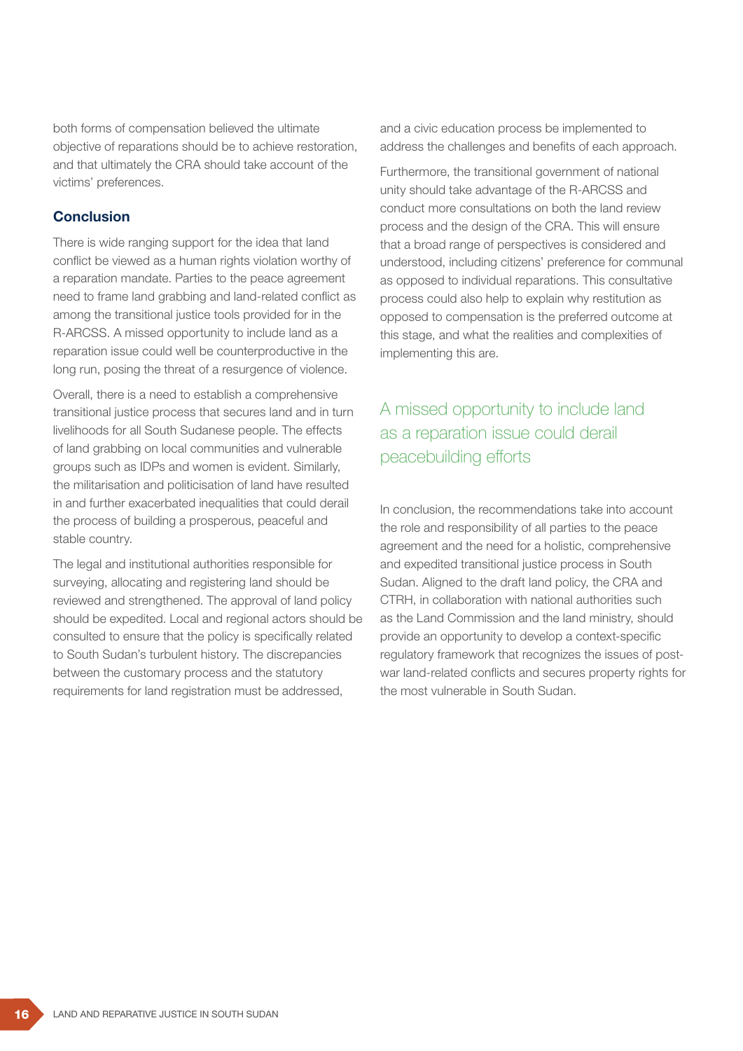both forms of compensation believed the ultimate objective of reparations should be to achieve restoration, and that ultimately the CRA should take account of the victims' preferences.

## Conclusion

There is wide ranging support for the idea that land conflict be viewed as a human rights violation worthy of a reparation mandate. Parties to the peace agreement need to frame land grabbing and land-related conflict as among the transitional justice tools provided for in the R-ARCSS. A missed opportunity to include land as a reparation issue could well be counterproductive in the long run, posing the threat of a resurgence of violence.

Overall, there is a need to establish a comprehensive transitional justice process that secures land and in turn livelihoods for all South Sudanese people. The effects of land grabbing on local communities and vulnerable groups such as IDPs and women is evident. Similarly, the militarisation and politicisation of land have resulted in and further exacerbated inequalities that could derail the process of building a prosperous, peaceful and stable country.

The legal and institutional authorities responsible for surveying, allocating and registering land should be reviewed and strengthened. The approval of land policy should be expedited. Local and regional actors should be consulted to ensure that the policy is specifically related to South Sudan's turbulent history. The discrepancies between the customary process and the statutory requirements for land registration must be addressed, and a civic education process be implemented to address the challenges and benefits of each approach.

Furthermore, the transitional government of national unity should take advantage of the R-ARCSS and conduct more consultations on both the land review process and the design of the CRA. This will ensure that a broad range of perspectives is considered and understood, including citizens' preference for communal as opposed to individual reparations. This consultative process could also help to explain why restitution as opposed to compensation is the preferred outcome at this stage, and what the realities and complexities of implementing this are.

> A missed opportunity to include land as a reparation issue could derail peacebuilding efforts

In conclusion, the recommendations take into account the role and responsibility of all parties to the peace agreement and the need for a holistic, comprehensive and expedited transitional justice process in South Sudan. Aligned to the draft land policy, the CRA and CTRH, in collaboration with national authorities such as the Land Commission and the land ministry, should provide an opportunity to develop a context-specific regulatory framework that recognizes the issues of post-war land-related conflicts and secures property rights for the most vulnerable in South Sudan.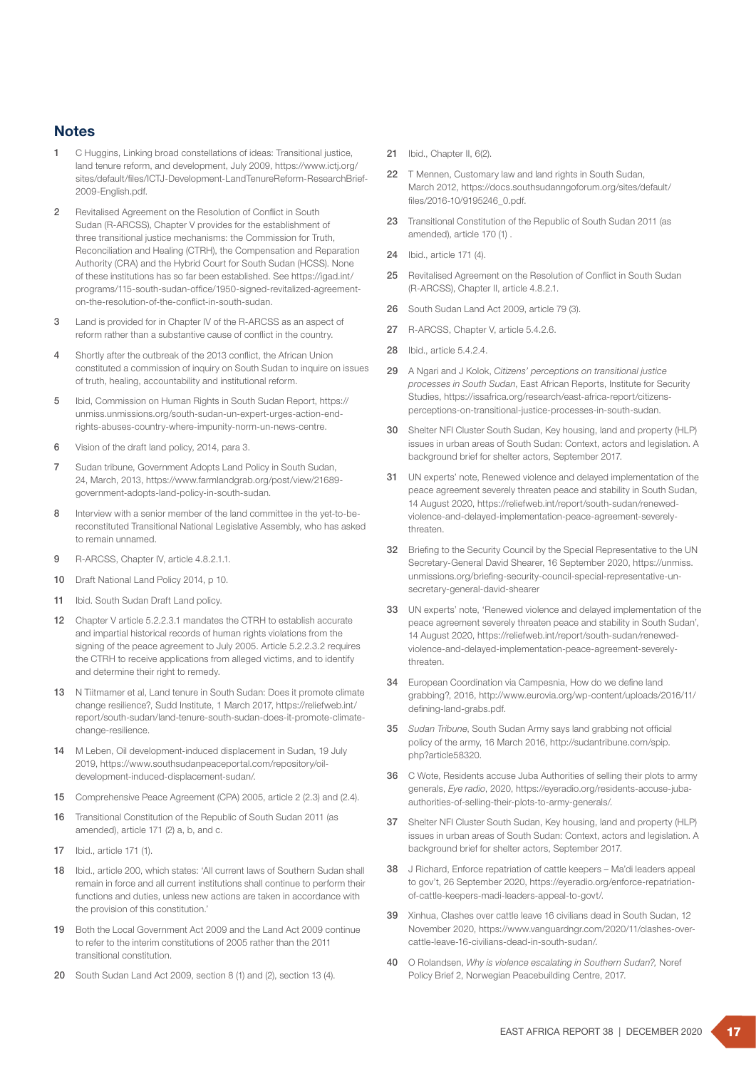## Notes

1. C Huggins, Linking broad constellations of ideas: Transitional justice, land tenure reform, and development, July 2009, https://www.ictj.org/sites/default/files/ICTJ-Development-LandTenureReform-ResearchBrief-2009-English.pdf.
2. Revitalised Agreement on the Resolution of Conflict in South Sudan (R-ARCSS), Chapter V provides for the establishment of three transitional justice mechanisms: the Commission for Truth, Reconciliation and Healing (CTRH), the Compensation and Reparation Authority (CRA) and the Hybrid Court for South Sudan (HCSS). None of these institutions has so far been established. See https://igad.int/programs/115-south-sudan-office/1950-signed-revitalized-agreement-on-the-resolution-of-the-conflict-in-south-sudan.
3. Land is provided for in Chapter IV of the R-ARCSS as an aspect of reform rather than a substantive cause of conflict in the country.
4. Shortly after the outbreak of the 2013 conflict, the African Union constituted a commission of inquiry on South Sudan to inquire on issues of truth, healing, accountability and institutional reform.
5. Ibid, Commission on Human Rights in South Sudan Report, https://unmiss.unmissions.org/south-sudan-un-expert-urges-action-end-rights-abuses-country-where-impunity-norm-un-news-centre.
6. Vision of the draft land policy, 2014, para 3.
7. Sudan tribune, Government Adopts Land Policy in South Sudan, 24, March, 2013, https://www.farmlandgrab.org/post/view/21689-government-adopts-land-policy-in-south-sudan.
8. Interview with a senior member of the land committee in the yet-to-be-reconstituted Transitional National Legislative Assembly, who has asked to remain unnamed.
9. R-ARCSS, Chapter IV, article 4.8.2.1.1.
10. Draft National Land Policy 2014, p 10.
11. Ibid. South Sudan Draft Land policy.
12. Chapter V article 5.2.2.3.1 mandates the CTRH to establish accurate and impartial historical records of human rights violations from the signing of the peace agreement to July 2005. Article 5.2.2.3.2 requires the CTRH to receive applications from alleged victims, and to identify and determine their right to remedy.
13. N Tiitmamer et al, Land tenure in South Sudan: Does it promote climate change resilience?, Sudd Institute, 1 March 2017, https://reliefweb.int/report/south-sudan/land-tenure-south-sudan-does-it-promote-climate-change-resilience.
14. M Leben, Oil development-induced displacement in Sudan, 19 July 2019, https://www.southsudanpeaceportal.com/repository/oil-development-induced-displacement-sudan/.
15. Comprehensive Peace Agreement (CPA) 2005, article 2 (2.3) and (2.4).
16. Transitional Constitution of the Republic of South Sudan 2011 (as amended), article 171 (2) a, b, and c.
17. Ibid., article 171 (1).
18. Ibid., article 200, which states: 'All current laws of Southern Sudan shall remain in force and all current institutions shall continue to perform their functions and duties, unless new actions are taken in accordance with the provision of this constitution.'
19. Both the Local Government Act 2009 and the Land Act 2009 continue to refer to the interim constitutions of 2005 rather than the 2011 transitional constitution.
20. South Sudan Land Act 2009, section 8 (1) and (2), section 13 (4).
21. Ibid., Chapter II, 6(2).
22. T Mennen, Customary law and land rights in South Sudan, March 2012, https://docs.southsudanngoforum.org/sites/default/files/2016-10/9195246_0.pdf.
23. Transitional Constitution of the Republic of South Sudan 2011 (as amended), article 170 (1) .
24. Ibid., article 171 (4).
25. Revitalised Agreement on the Resolution of Conflict in South Sudan (R-ARCSS), Chapter II, article 4.8.2.1.
26. South Sudan Land Act 2009, article 79 (3).
27. R-ARCSS, Chapter V, article 5.4.2.6.
28. Ibid., article 5.4.2.4.
29. A Ngari and J Kolok, *Citizens' perceptions on transitional justice processes in South Sudan*, East African Reports, Institute for Security Studies, https://issafrica.org/research/east-africa-report/citizens-perceptions-on-transitional-justice-processes-in-south-sudan.
30. Shelter NFI Cluster South Sudan, Key housing, land and property (HLP) issues in urban areas of South Sudan: Context, actors and legislation. A background brief for shelter actors, September 2017.
31. UN experts' note, Renewed violence and delayed implementation of the peace agreement severely threaten peace and stability in South Sudan, 14 August 2020, https://reliefweb.int/report/south-sudan/renewed-violence-and-delayed-implementation-peace-agreement-severely-threaten.
32. Briefing to the Security Council by the Special Representative to the UN Secretary-General David Shearer, 16 September 2020, https://unmiss.unmissions.org/briefing-security-council-special-representative-un-secretary-general-david-shearer
33. UN experts' note, 'Renewed violence and delayed implementation of the peace agreement severely threaten peace and stability in South Sudan', 14 August 2020, https://reliefweb.int/report/south-sudan/renewed-violence-and-delayed-implementation-peace-agreement-severely-threaten.
34. European Coordination via Campesnia, How do we define land grabbing?, 2016, http://www.eurovia.org/wp-content/uploads/2016/11/defining-land-grabs.pdf.
35. *Sudan Tribune*, South Sudan Army says land grabbing not official policy of the army, 16 March 2016, http://sudantribune.com/spip.php?article58320.
36. C Wote, Residents accuse Juba Authorities of selling their plots to army generals, *Eye radio*, 2020, https://eyeradio.org/residents-accuse-juba-authorities-of-selling-their-plots-to-army-generals/.
37. Shelter NFI Cluster South Sudan, Key housing, land and property (HLP) issues in urban areas of South Sudan: Context, actors and legislation. A background brief for shelter actors, September 2017.
38. J Richard, Enforce repatriation of cattle keepers – Ma'di leaders appeal to gov't, 26 September 2020, https://eyeradio.org/enforce-repatriation-of-cattle-keepers-madi-leaders-appeal-to-govt/.
39. Xinhua, Clashes over cattle leave 16 civilians dead in South Sudan, 12 November 2020, https://www.vanguardngr.com/2020/11/clashes-over-cattle-leave-16-civilians-dead-in-south-sudan/.
40. O Rolandsen, *Why is violence escalating in Southern Sudan?*, Noref Policy Brief 2, Norwegian Peacebuilding Centre, 2017.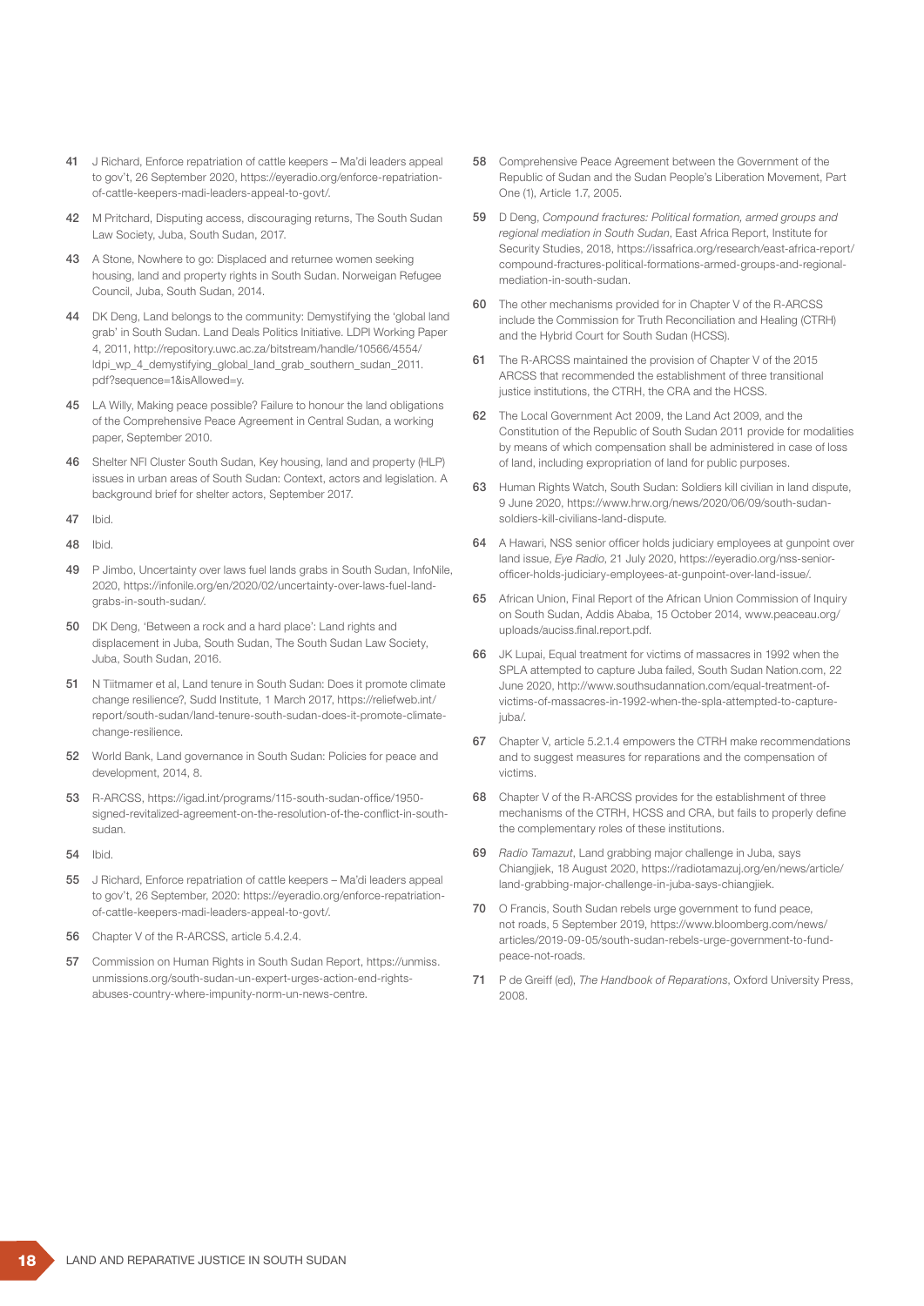41 J Richard, Enforce repatriation of cattle keepers – Ma'di leaders appeal to gov't, 26 September 2020, https://eyeradio.org/enforce-repatriation-of-cattle-keepers-madi-leaders-appeal-to-govt/.

42 M Pritchard, Disputing access, discouraging returns, The South Sudan Law Society, Juba, South Sudan, 2017.

43 A Stone, Nowhere to go: Displaced and returnee women seeking housing, land and property rights in South Sudan. Norweigan Refugee Council, Juba, South Sudan, 2014.

44 DK Deng, Land belongs to the community: Demystifying the 'global land grab' in South Sudan. Land Deals Politics Initiative. LDPI Working Paper 4, 2011, http://repository.uwc.ac.za/bitstream/handle/10566/4554/ldpi_wp_4_demystifying_global_land_grab_southern_sudan_2011.pdf?sequence=1&isAllowed=y.

45 LA Willy, Making peace possible? Failure to honour the land obligations of the Comprehensive Peace Agreement in Central Sudan, a working paper, September 2010.

46 Shelter NFI Cluster South Sudan, Key housing, land and property (HLP) issues in urban areas of South Sudan: Context, actors and legislation. A background brief for shelter actors, September 2017.

47 Ibid.

48 Ibid.

49 P Jimbo, Uncertainty over laws fuel lands grabs in South Sudan, InfoNile, 2020, https://infonile.org/en/2020/02/uncertainty-over-laws-fuel-land-grabs-in-south-sudan/.

50 DK Deng, 'Between a rock and a hard place': Land rights and displacement in Juba, South Sudan, The South Sudan Law Society, Juba, South Sudan, 2016.

51 N Tiitmamer et al, Land tenure in South Sudan: Does it promote climate change resilience?, Sudd Institute, 1 March 2017, https://reliefweb.int/report/south-sudan/land-tenure-south-sudan-does-it-promote-climate-change-resilience.

52 World Bank, Land governance in South Sudan: Policies for peace and development, 2014, 8.

53 R-ARCSS, https://igad.int/programs/115-south-sudan-office/1950-signed-revitalized-agreement-on-the-resolution-of-the-conflict-in-south-sudan.

54 Ibid.

55 J Richard, Enforce repatriation of cattle keepers – Ma'di leaders appeal to gov't, 26 September, 2020: https://eyeradio.org/enforce-repatriation-of-cattle-keepers-madi-leaders-appeal-to-govt/.

56 Chapter V of the R-ARCSS, article 5.4.2.4.

57 Commission on Human Rights in South Sudan Report, https://unmiss.unmissions.org/south-sudan-un-expert-urges-action-end-rights-abuses-country-where-impunity-norm-un-news-centre.

58 Comprehensive Peace Agreement between the Government of the Republic of Sudan and the Sudan People's Liberation Movement, Part One (1), Article 1.7, 2005.

59 D Deng, *Compound fractures: Political formation, armed groups and regional mediation in South Sudan*, East Africa Report, Institute for Security Studies, 2018, https://issafrica.org/research/east-africa-report/compound-fractures-political-formations-armed-groups-and-regional-mediation-in-south-sudan.

60 The other mechanisms provided for in Chapter V of the R-ARCSS include the Commission for Truth Reconciliation and Healing (CTRH) and the Hybrid Court for South Sudan (HCSS).

61 The R-ARCSS maintained the provision of Chapter V of the 2015 ARCSS that recommended the establishment of three transitional justice institutions, the CTRH, the CRA and the HCSS.

62 The Local Government Act 2009, the Land Act 2009, and the Constitution of the Republic of South Sudan 2011 provide for modalities by means of which compensation shall be administered in case of loss of land, including expropriation of land for public purposes.

63 Human Rights Watch, South Sudan: Soldiers kill civilian in land dispute, 9 June 2020, https://www.hrw.org/news/2020/06/09/south-sudan-soldiers-kill-civilians-land-dispute.

64 A Hawari, NSS senior officer holds judiciary employees at gunpoint over land issue, *Eye Radio*, 21 July 2020, https://eyeradio.org/nss-senior-officer-holds-judiciary-employees-at-gunpoint-over-land-issue/.

65 African Union, Final Report of the African Union Commission of Inquiry on South Sudan, Addis Ababa, 15 October 2014, www.peaceau.org/uploads/auciss.final.report.pdf.

66 JK Lupai, Equal treatment for victims of massacres in 1992 when the SPLA attempted to capture Juba failed, South Sudan Nation.com, 22 June 2020, http://www.southsudannation.com/equal-treatment-of-victims-of-massacres-in-1992-when-the-spla-attempted-to-capture-juba/.

67 Chapter V, article 5.2.1.4 empowers the CTRH make recommendations and to suggest measures for reparations and the compensation of victims.

68 Chapter V of the R-ARCSS provides for the establishment of three mechanisms of the CTRH, HCSS and CRA, but fails to properly define the complementary roles of these institutions.

69 *Radio Tamazut*, Land grabbing major challenge in Juba, says Chiangjiek, 18 August 2020, https://radiotamazuj.org/en/news/article/land-grabbing-major-challenge-in-juba-says-chiangjiek.

70 O Francis, South Sudan rebels urge government to fund peace, not roads, 5 September 2019, https://www.bloomberg.com/news/articles/2019-09-05/south-sudan-rebels-urge-government-to-fund-peace-not-roads.

71 P de Greiff (ed), *The Handbook of Reparations*, Oxford University Press, 2008.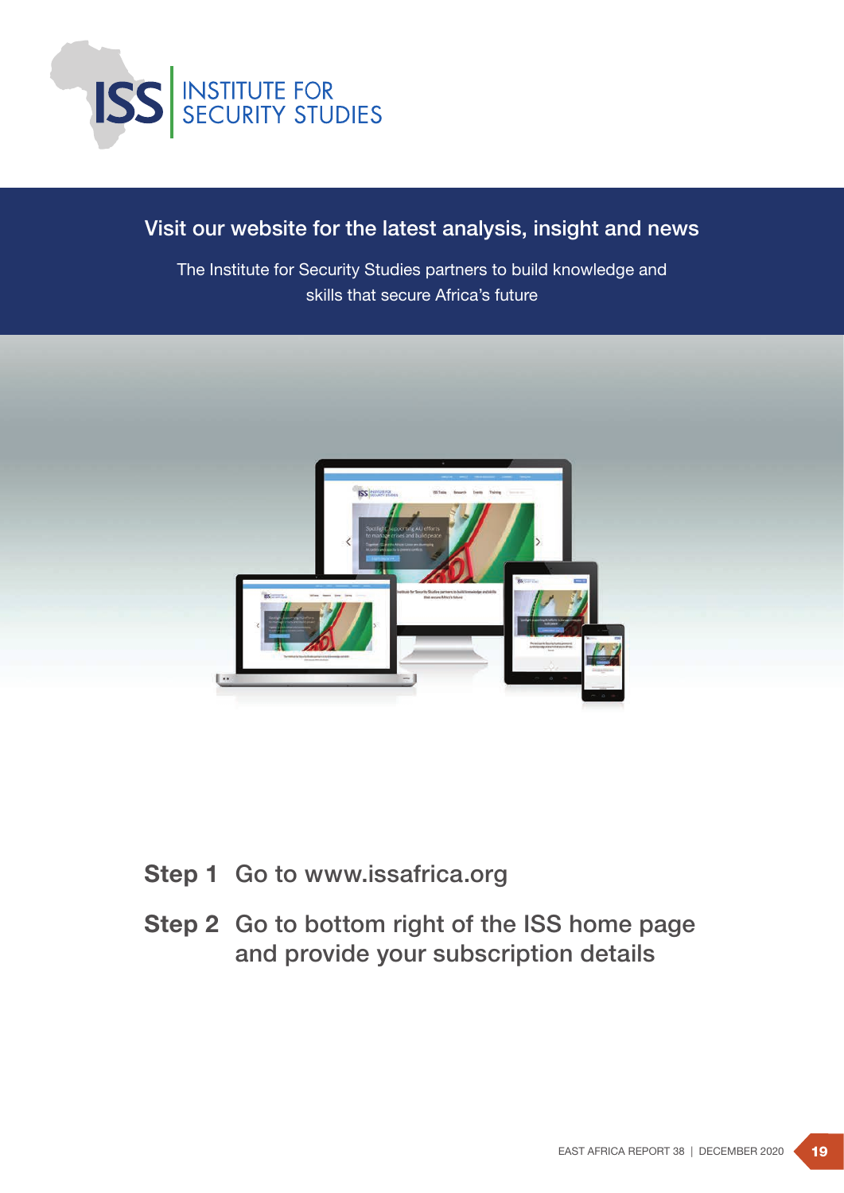# INSTITUTE FOR SECURITY STUDIES

## Visit our website for the latest analysis, insight and news

The Institute for Security Studies partners to build knowledge and skills that secure Africa's future

**Step 1** Go to www.issafrica.org

**Step 2** Go to bottom right of the ISS home page and provide your subscription details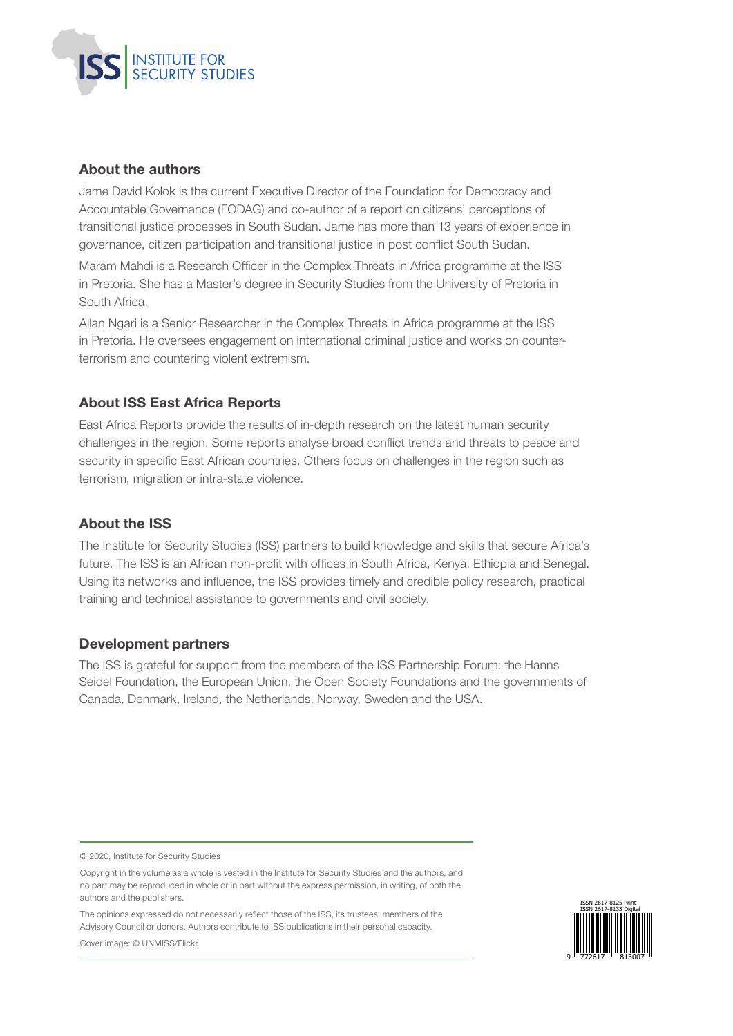## About the authors

Jame David Kolok is the current Executive Director of the Foundation for Democracy and Accountable Governance (FODAG) and co-author of a report on citizens' perceptions of transitional justice processes in South Sudan. Jame has more than 13 years of experience in governance, citizen participation and transitional justice in post conflict South Sudan.

Maram Mahdi is a Research Officer in the Complex Threats in Africa programme at the ISS in Pretoria. She has a Master's degree in Security Studies from the University of Pretoria in South Africa.

Allan Ngari is a Senior Researcher in the Complex Threats in Africa programme at the ISS in Pretoria. He oversees engagement on international criminal justice and works on counter-terrorism and countering violent extremism.

## About ISS East Africa Reports

East Africa Reports provide the results of in-depth research on the latest human security challenges in the region. Some reports analyse broad conflict trends and threats to peace and security in specific East African countries. Others focus on challenges in the region such as terrorism, migration or intra-state violence.

## About the ISS

The Institute for Security Studies (ISS) partners to build knowledge and skills that secure Africa's future. The ISS is an African non-profit with offices in South Africa, Kenya, Ethiopia and Senegal. Using its networks and influence, the ISS provides timely and credible policy research, practical training and technical assistance to governments and civil society.

## Development partners

The ISS is grateful for support from the members of the ISS Partnership Forum: the Hanns Seidel Foundation, the European Union, the Open Society Foundations and the governments of Canada, Denmark, Ireland, the Netherlands, Norway, Sweden and the USA.

© 2020, Institute for Security Studies

Copyright in the volume as a whole is vested in the Institute for Security Studies and the authors, and no part may be reproduced in whole or in part without the express permission, in writing, of both the authors and the publishers.

The opinions expressed do not necessarily reflect those of the ISS, its trustees, members of the Advisory Council or donors. Authors contribute to ISS publications in their personal capacity.

Cover image: © UNMISS/Flickr

ISSN 2617-8125 Print
ISSN 2617-8133 Digital